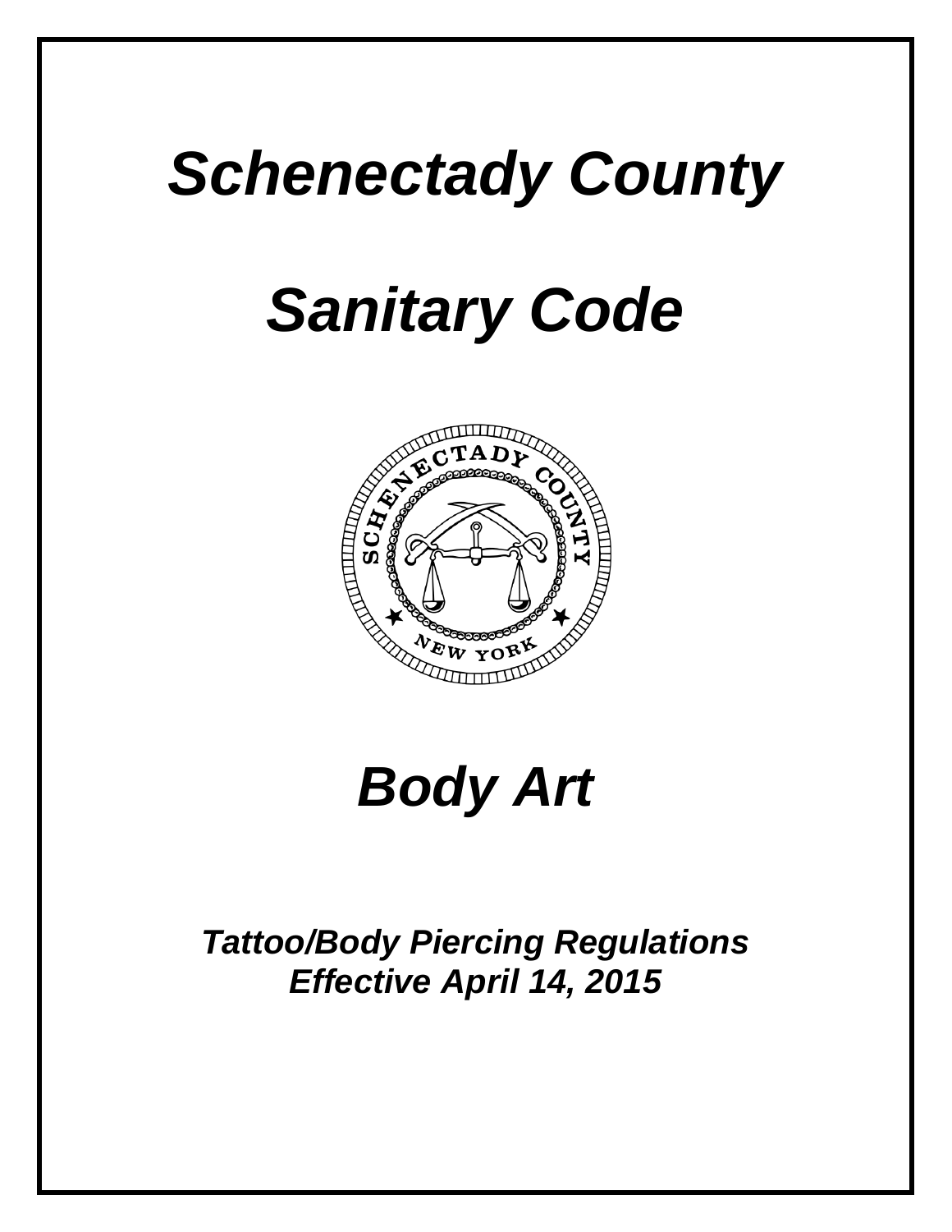# *Schenectady County*

# *Sanitary Code*

# *Body Art*

***Tattoo/Body Piercing Regulations***
***Effective April 14, 2015***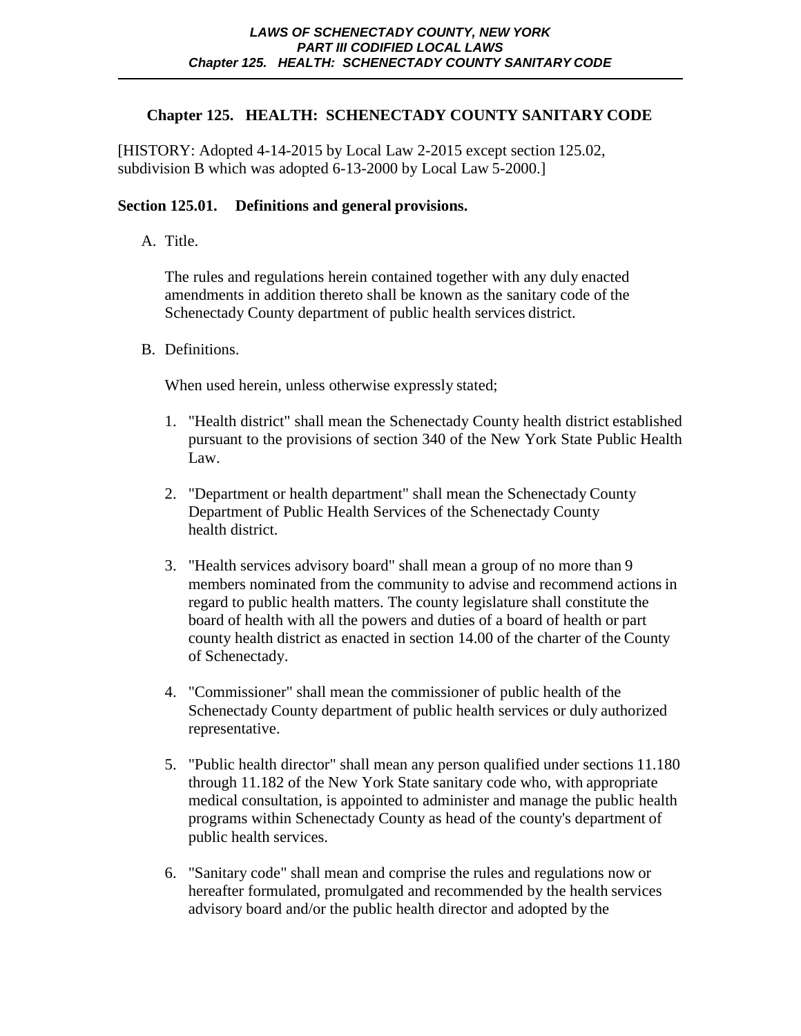## Chapter 125. HEALTH: SCHENECTADY COUNTY SANITARY CODE

[HISTORY: Adopted 4-14-2015 by Local Law 2-2015 except section 125.02, subdivision B which was adopted 6-13-2000 by Local Law 5-2000.]

### Section 125.01. Definitions and general provisions.

A. Title.

The rules and regulations herein contained together with any duly enacted amendments in addition thereto shall be known as the sanitary code of the Schenectady County department of public health services district.

B. Definitions.

When used herein, unless otherwise expressly stated;

1. "Health district" shall mean the Schenectady County health district established pursuant to the provisions of section 340 of the New York State Public Health Law.

2. "Department or health department" shall mean the Schenectady County Department of Public Health Services of the Schenectady County health district.

3. "Health services advisory board" shall mean a group of no more than 9 members nominated from the community to advise and recommend actions in regard to public health matters. The county legislature shall constitute the board of health with all the powers and duties of a board of health or part county health district as enacted in section 14.00 of the charter of the County of Schenectady.

4. "Commissioner" shall mean the commissioner of public health of the Schenectady County department of public health services or duly authorized representative.

5. "Public health director" shall mean any person qualified under sections 11.180 through 11.182 of the New York State sanitary code who, with appropriate medical consultation, is appointed to administer and manage the public health programs within Schenectady County as head of the county's department of public health services.

6. "Sanitary code" shall mean and comprise the rules and regulations now or hereafter formulated, promulgated and recommended by the health services advisory board and/or the public health director and adopted by the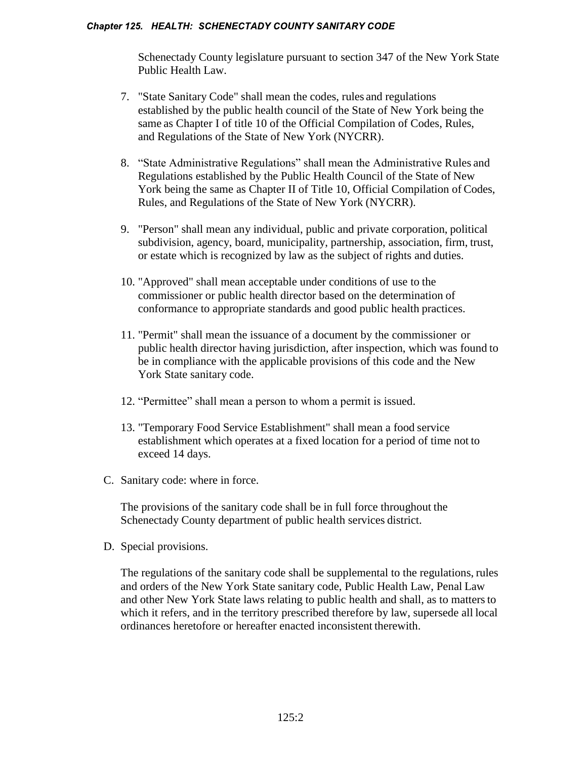Schenectady County legislature pursuant to section 347 of the New York State Public Health Law.

7. "State Sanitary Code" shall mean the codes, rules and regulations established by the public health council of the State of New York being the same as Chapter I of title 10 of the Official Compilation of Codes, Rules, and Regulations of the State of New York (NYCRR).

8. “State Administrative Regulations” shall mean the Administrative Rules and Regulations established by the Public Health Council of the State of New York being the same as Chapter II of Title 10, Official Compilation of Codes, Rules, and Regulations of the State of New York (NYCRR).

9. "Person" shall mean any individual, public and private corporation, political subdivision, agency, board, municipality, partnership, association, firm, trust, or estate which is recognized by law as the subject of rights and duties.

10. "Approved" shall mean acceptable under conditions of use to the commissioner or public health director based on the determination of conformance to appropriate standards and good public health practices.

11. "Permit" shall mean the issuance of a document by the commissioner or public health director having jurisdiction, after inspection, which was found to be in compliance with the applicable provisions of this code and the New York State sanitary code.

12. “Permittee” shall mean a person to whom a permit is issued.

13. "Temporary Food Service Establishment" shall mean a food service establishment which operates at a fixed location for a period of time not to exceed 14 days.

C. Sanitary code: where in force.

The provisions of the sanitary code shall be in full force throughout the Schenectady County department of public health services district.

D. Special provisions.

The regulations of the sanitary code shall be supplemental to the regulations, rules and orders of the New York State sanitary code, Public Health Law, Penal Law and other New York State laws relating to public health and shall, as to matters to which it refers, and in the territory prescribed therefore by law, supersede all local ordinances heretofore or hereafter enacted inconsistent therewith.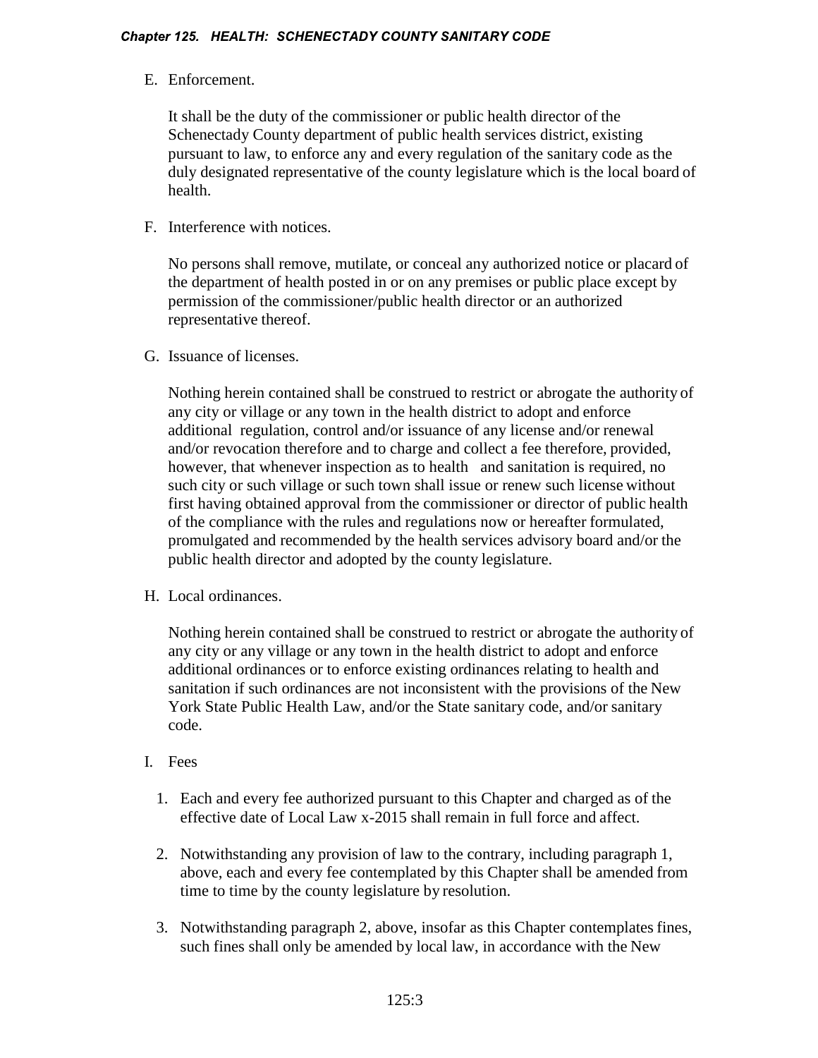E. Enforcement.

It shall be the duty of the commissioner or public health director of the Schenectady County department of public health services district, existing pursuant to law, to enforce any and every regulation of the sanitary code as the duly designated representative of the county legislature which is the local board of health.

F. Interference with notices.

No persons shall remove, mutilate, or conceal any authorized notice or placard of the department of health posted in or on any premises or public place except by permission of the commissioner/public health director or an authorized representative thereof.

G. Issuance of licenses.

Nothing herein contained shall be construed to restrict or abrogate the authority of any city or village or any town in the health district to adopt and enforce additional regulation, control and/or issuance of any license and/or renewal and/or revocation therefore and to charge and collect a fee therefore, provided, however, that whenever inspection as to health and sanitation is required, no such city or such village or such town shall issue or renew such license without first having obtained approval from the commissioner or director of public health of the compliance with the rules and regulations now or hereafter formulated, promulgated and recommended by the health services advisory board and/or the public health director and adopted by the county legislature.

H. Local ordinances.

Nothing herein contained shall be construed to restrict or abrogate the authority of any city or any village or any town in the health district to adopt and enforce additional ordinances or to enforce existing ordinances relating to health and sanitation if such ordinances are not inconsistent with the provisions of the New York State Public Health Law, and/or the State sanitary code, and/or sanitary code.

I. Fees

1. Each and every fee authorized pursuant to this Chapter and charged as of the effective date of Local Law x-2015 shall remain in full force and affect.

2. Notwithstanding any provision of law to the contrary, including paragraph 1, above, each and every fee contemplated by this Chapter shall be amended from time to time by the county legislature by resolution.

3. Notwithstanding paragraph 2, above, insofar as this Chapter contemplates fines, such fines shall only be amended by local law, in accordance with the New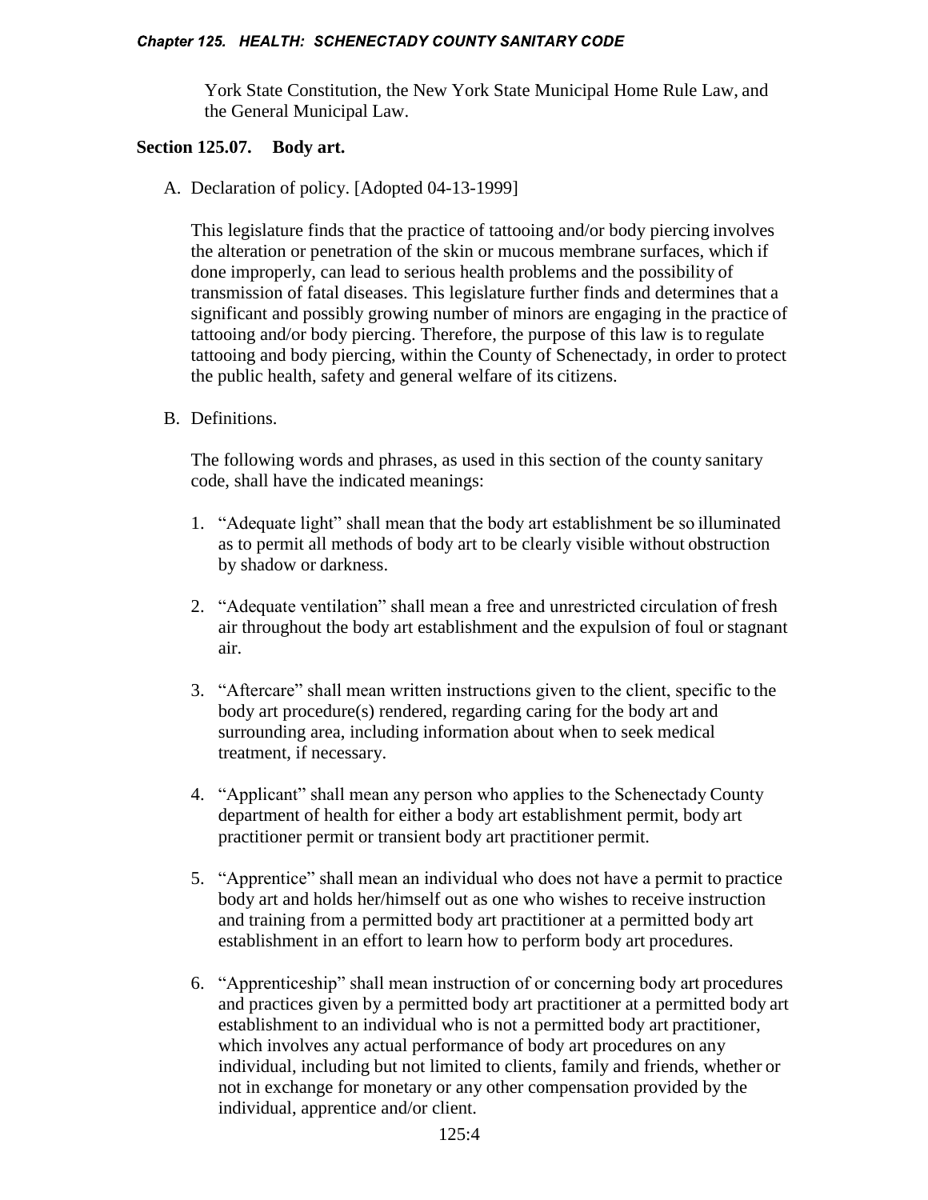York State Constitution, the New York State Municipal Home Rule Law, and the General Municipal Law.

### Section 125.07. Body art.

A. Declaration of policy. [Adopted 04-13-1999]

This legislature finds that the practice of tattooing and/or body piercing involves the alteration or penetration of the skin or mucous membrane surfaces, which if done improperly, can lead to serious health problems and the possibility of transmission of fatal diseases. This legislature further finds and determines that a significant and possibly growing number of minors are engaging in the practice of tattooing and/or body piercing. Therefore, the purpose of this law is to regulate tattooing and body piercing, within the County of Schenectady, in order to protect the public health, safety and general welfare of its citizens.

B. Definitions.

The following words and phrases, as used in this section of the county sanitary code, shall have the indicated meanings:

1. "Adequate light" shall mean that the body art establishment be so illuminated as to permit all methods of body art to be clearly visible without obstruction by shadow or darkness.

2. "Adequate ventilation" shall mean a free and unrestricted circulation of fresh air throughout the body art establishment and the expulsion of foul or stagnant air.

3. "Aftercare" shall mean written instructions given to the client, specific to the body art procedure(s) rendered, regarding caring for the body art and surrounding area, including information about when to seek medical treatment, if necessary.

4. "Applicant" shall mean any person who applies to the Schenectady County department of health for either a body art establishment permit, body art practitioner permit or transient body art practitioner permit.

5. "Apprentice" shall mean an individual who does not have a permit to practice body art and holds her/himself out as one who wishes to receive instruction and training from a permitted body art practitioner at a permitted body art establishment in an effort to learn how to perform body art procedures.

6. "Apprenticeship" shall mean instruction of or concerning body art procedures and practices given by a permitted body art practitioner at a permitted body art establishment to an individual who is not a permitted body art practitioner, which involves any actual performance of body art procedures on any individual, including but not limited to clients, family and friends, whether or not in exchange for monetary or any other compensation provided by the individual, apprentice and/or client.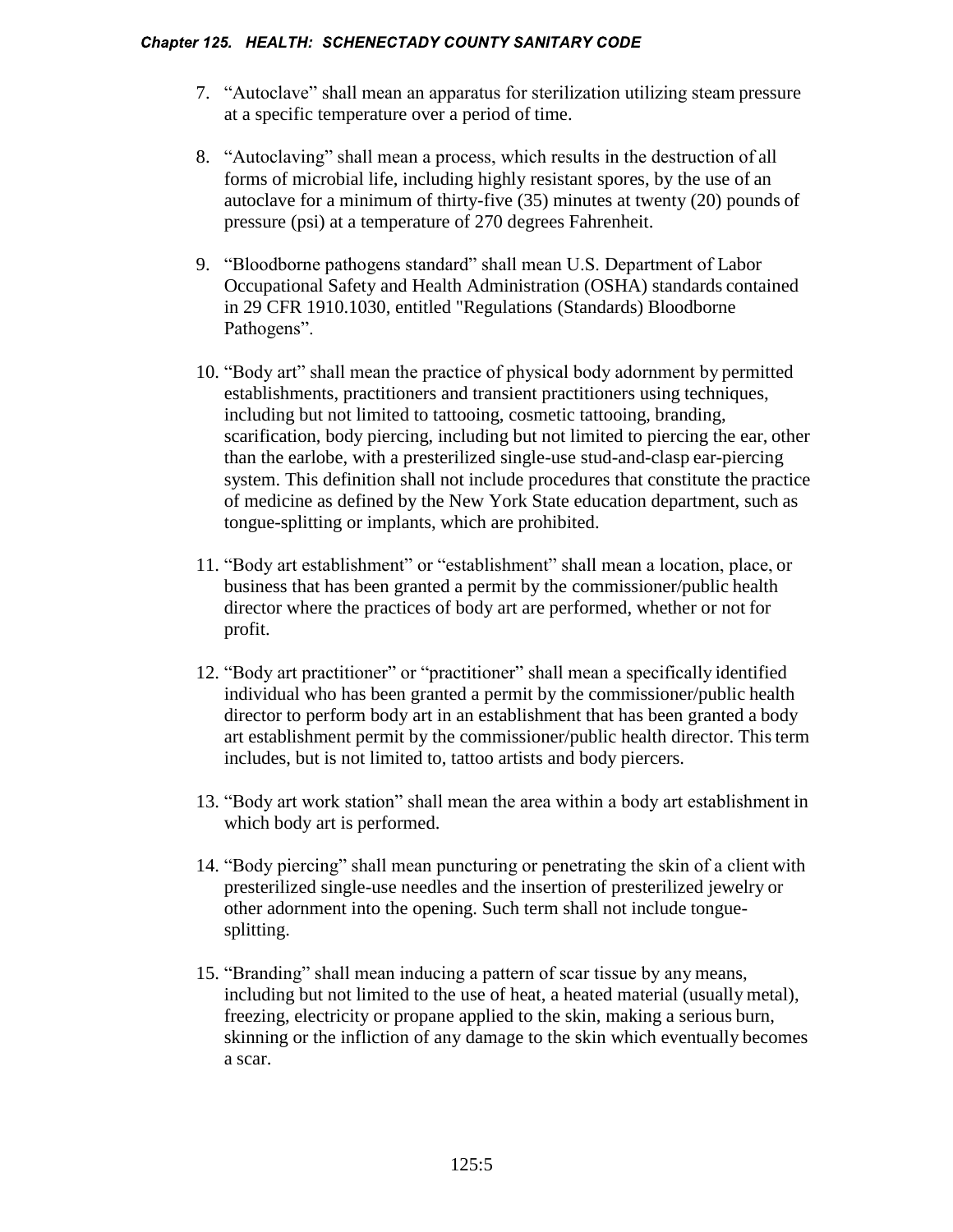7. “Autoclave” shall mean an apparatus for sterilization utilizing steam pressure at a specific temperature over a period of time.

8. “Autoclaving” shall mean a process, which results in the destruction of all forms of microbial life, including highly resistant spores, by the use of an autoclave for a minimum of thirty-five (35) minutes at twenty (20) pounds of pressure (psi) at a temperature of 270 degrees Fahrenheit.

9. “Bloodborne pathogens standard” shall mean U.S. Department of Labor Occupational Safety and Health Administration (OSHA) standards contained in 29 CFR 1910.1030, entitled "Regulations (Standards) Bloodborne Pathogens”.

10. “Body art” shall mean the practice of physical body adornment by permitted establishments, practitioners and transient practitioners using techniques, including but not limited to tattooing, cosmetic tattooing, branding, scarification, body piercing, including but not limited to piercing the ear, other than the earlobe, with a presterilized single-use stud-and-clasp ear-piercing system. This definition shall not include procedures that constitute the practice of medicine as defined by the New York State education department, such as tongue-splitting or implants, which are prohibited.

11. “Body art establishment” or “establishment” shall mean a location, place, or business that has been granted a permit by the commissioner/public health director where the practices of body art are performed, whether or not for profit.

12. “Body art practitioner” or “practitioner” shall mean a specifically identified individual who has been granted a permit by the commissioner/public health director to perform body art in an establishment that has been granted a body art establishment permit by the commissioner/public health director. This term includes, but is not limited to, tattoo artists and body piercers.

13. “Body art work station” shall mean the area within a body art establishment in which body art is performed.

14. “Body piercing” shall mean puncturing or penetrating the skin of a client with presterilized single-use needles and the insertion of presterilized jewelry or other adornment into the opening. Such term shall not include tongue-splitting.

15. “Branding” shall mean inducing a pattern of scar tissue by any means, including but not limited to the use of heat, a heated material (usually metal), freezing, electricity or propane applied to the skin, making a serious burn, skinning or the infliction of any damage to the skin which eventually becomes a scar.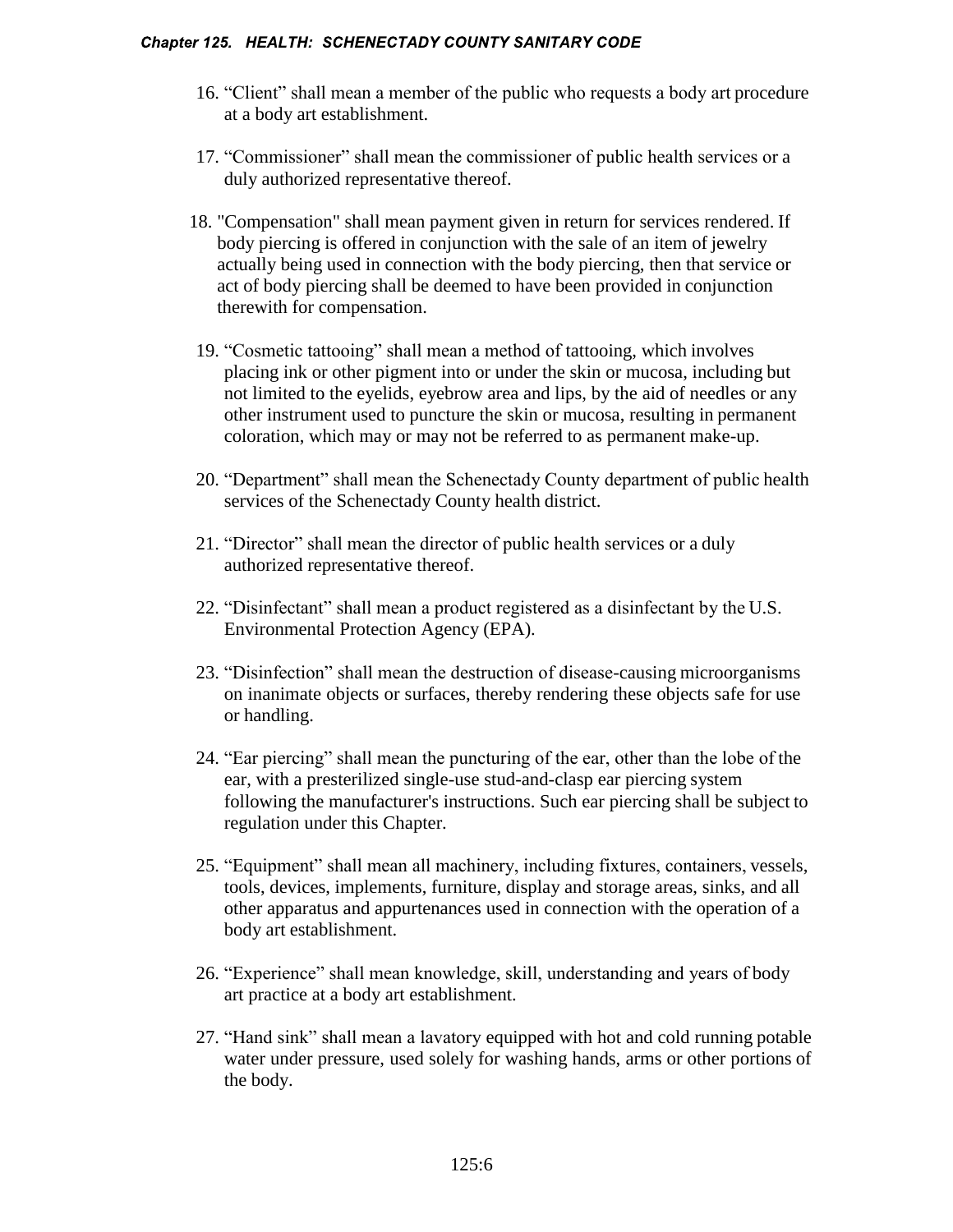16. "Client" shall mean a member of the public who requests a body art procedure at a body art establishment.

17. "Commissioner" shall mean the commissioner of public health services or a duly authorized representative thereof.

18. "Compensation" shall mean payment given in return for services rendered. If body piercing is offered in conjunction with the sale of an item of jewelry actually being used in connection with the body piercing, then that service or act of body piercing shall be deemed to have been provided in conjunction therewith for compensation.

19. "Cosmetic tattooing" shall mean a method of tattooing, which involves placing ink or other pigment into or under the skin or mucosa, including but not limited to the eyelids, eyebrow area and lips, by the aid of needles or any other instrument used to puncture the skin or mucosa, resulting in permanent coloration, which may or may not be referred to as permanent make-up.

20. "Department" shall mean the Schenectady County department of public health services of the Schenectady County health district.

21. "Director" shall mean the director of public health services or a duly authorized representative thereof.

22. "Disinfectant" shall mean a product registered as a disinfectant by the U.S. Environmental Protection Agency (EPA).

23. "Disinfection" shall mean the destruction of disease-causing microorganisms on inanimate objects or surfaces, thereby rendering these objects safe for use or handling.

24. "Ear piercing" shall mean the puncturing of the ear, other than the lobe of the ear, with a presterilized single-use stud-and-clasp ear piercing system following the manufacturer's instructions. Such ear piercing shall be subject to regulation under this Chapter.

25. "Equipment" shall mean all machinery, including fixtures, containers, vessels, tools, devices, implements, furniture, display and storage areas, sinks, and all other apparatus and appurtenances used in connection with the operation of a body art establishment.

26. "Experience" shall mean knowledge, skill, understanding and years of body art practice at a body art establishment.

27. "Hand sink" shall mean a lavatory equipped with hot and cold running potable water under pressure, used solely for washing hands, arms or other portions of the body.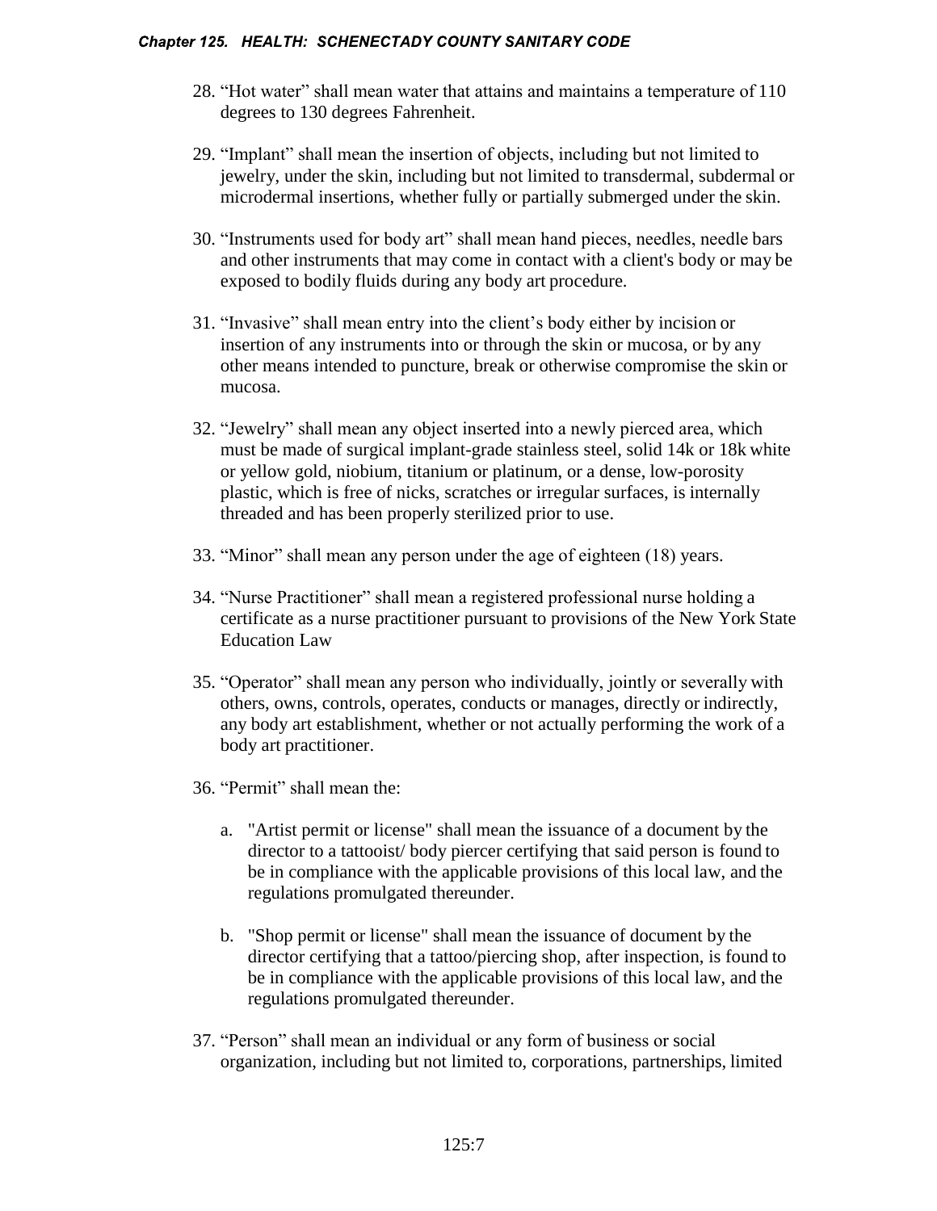28. "Hot water" shall mean water that attains and maintains a temperature of 110 degrees to 130 degrees Fahrenheit.

29. "Implant" shall mean the insertion of objects, including but not limited to jewelry, under the skin, including but not limited to transdermal, subdermal or microdermal insertions, whether fully or partially submerged under the skin.

30. "Instruments used for body art" shall mean hand pieces, needles, needle bars and other instruments that may come in contact with a client's body or may be exposed to bodily fluids during any body art procedure.

31. "Invasive" shall mean entry into the client's body either by incision or insertion of any instruments into or through the skin or mucosa, or by any other means intended to puncture, break or otherwise compromise the skin or mucosa.

32. "Jewelry" shall mean any object inserted into a newly pierced area, which must be made of surgical implant-grade stainless steel, solid 14k or 18k white or yellow gold, niobium, titanium or platinum, or a dense, low-porosity plastic, which is free of nicks, scratches or irregular surfaces, is internally threaded and has been properly sterilized prior to use.

33. "Minor" shall mean any person under the age of eighteen (18) years.

34. "Nurse Practitioner" shall mean a registered professional nurse holding a certificate as a nurse practitioner pursuant to provisions of the New York State Education Law

35. "Operator" shall mean any person who individually, jointly or severally with others, owns, controls, operates, conducts or manages, directly or indirectly, any body art establishment, whether or not actually performing the work of a body art practitioner.

36. "Permit" shall mean the:

    a. "Artist permit or license" shall mean the issuance of a document by the director to a tattooist/ body piercer certifying that said person is found to be in compliance with the applicable provisions of this local law, and the regulations promulgated thereunder.

    b. "Shop permit or license" shall mean the issuance of document by the director certifying that a tattoo/piercing shop, after inspection, is found to be in compliance with the applicable provisions of this local law, and the regulations promulgated thereunder.

37. "Person" shall mean an individual or any form of business or social organization, including but not limited to, corporations, partnerships, limited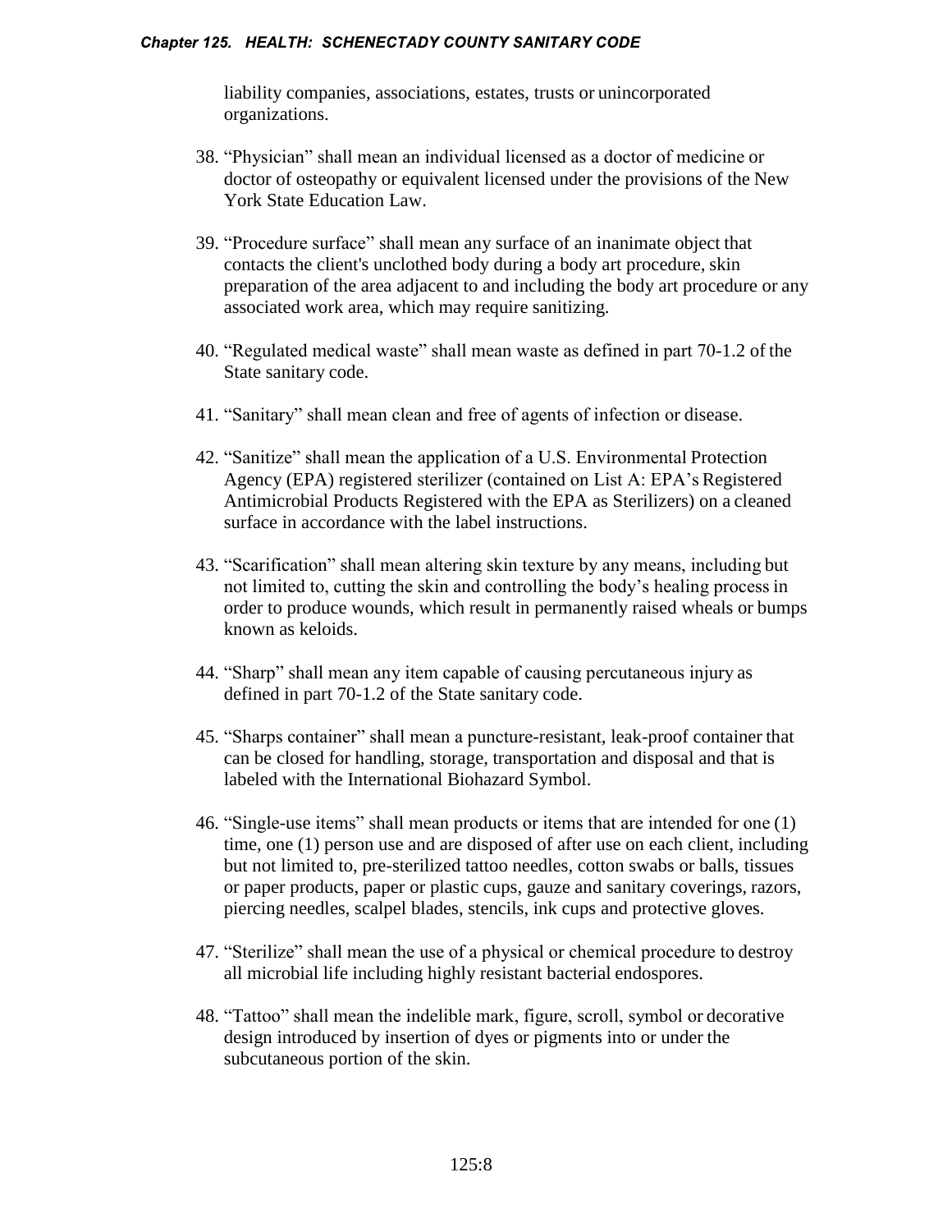liability companies, associations, estates, trusts or unincorporated organizations.

38. "Physician" shall mean an individual licensed as a doctor of medicine or doctor of osteopathy or equivalent licensed under the provisions of the New York State Education Law.

39. "Procedure surface" shall mean any surface of an inanimate object that contacts the client's unclothed body during a body art procedure, skin preparation of the area adjacent to and including the body art procedure or any associated work area, which may require sanitizing.

40. "Regulated medical waste" shall mean waste as defined in part 70-1.2 of the State sanitary code.

41. "Sanitary" shall mean clean and free of agents of infection or disease.

42. "Sanitize" shall mean the application of a U.S. Environmental Protection Agency (EPA) registered sterilizer (contained on List A: EPA's Registered Antimicrobial Products Registered with the EPA as Sterilizers) on a cleaned surface in accordance with the label instructions.

43. "Scarification" shall mean altering skin texture by any means, including but not limited to, cutting the skin and controlling the body's healing process in order to produce wounds, which result in permanently raised wheals or bumps known as keloids.

44. "Sharp" shall mean any item capable of causing percutaneous injury as defined in part 70-1.2 of the State sanitary code.

45. "Sharps container" shall mean a puncture-resistant, leak-proof container that can be closed for handling, storage, transportation and disposal and that is labeled with the International Biohazard Symbol.

46. "Single-use items" shall mean products or items that are intended for one (1) time, one (1) person use and are disposed of after use on each client, including but not limited to, pre-sterilized tattoo needles, cotton swabs or balls, tissues or paper products, paper or plastic cups, gauze and sanitary coverings, razors, piercing needles, scalpel blades, stencils, ink cups and protective gloves.

47. "Sterilize" shall mean the use of a physical or chemical procedure to destroy all microbial life including highly resistant bacterial endospores.

48. "Tattoo" shall mean the indelible mark, figure, scroll, symbol or decorative design introduced by insertion of dyes or pigments into or under the subcutaneous portion of the skin.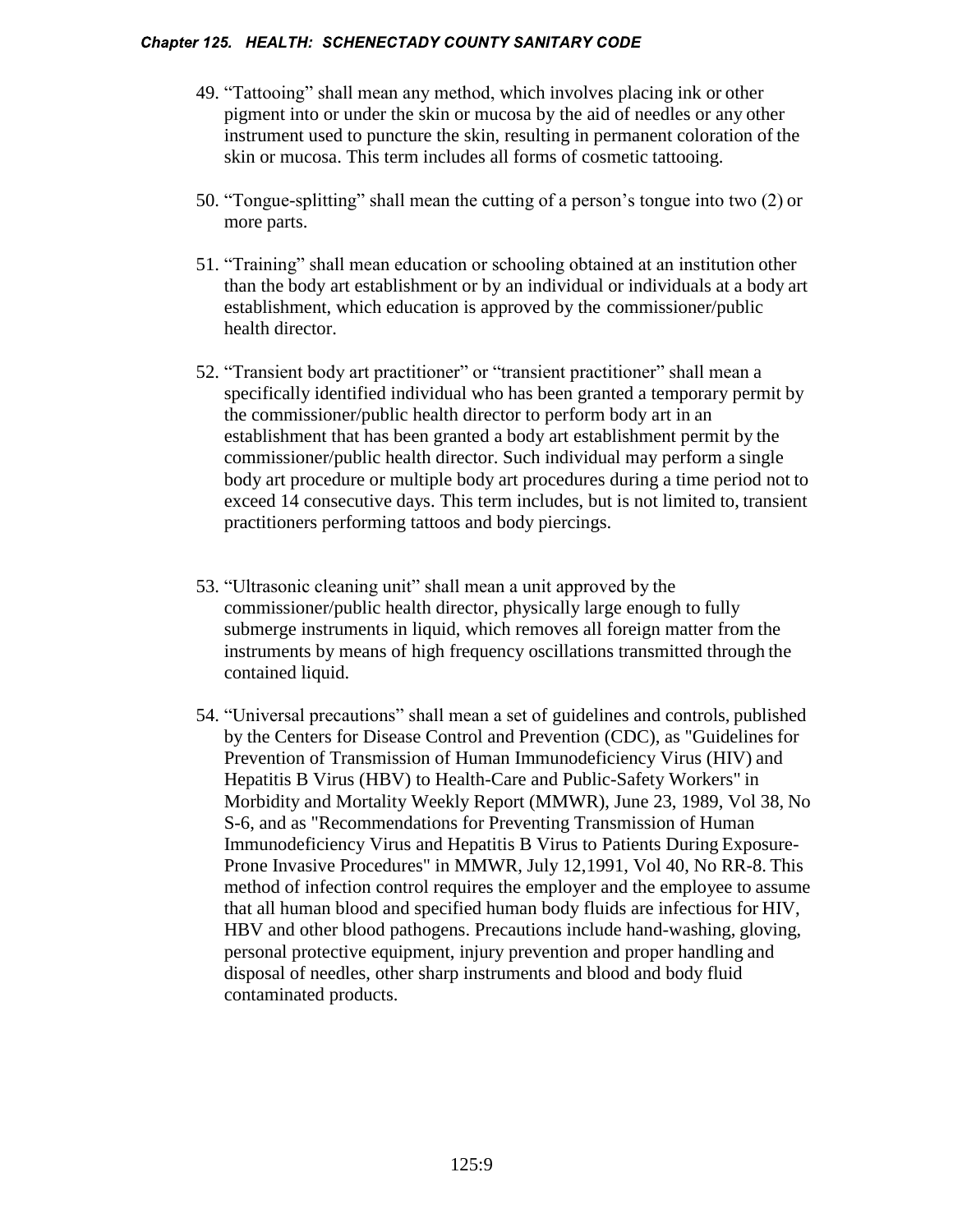49. “Tattooing” shall mean any method, which involves placing ink or other pigment into or under the skin or mucosa by the aid of needles or any other instrument used to puncture the skin, resulting in permanent coloration of the skin or mucosa. This term includes all forms of cosmetic tattooing.

50. “Tongue-splitting” shall mean the cutting of a person’s tongue into two (2) or more parts.

51. “Training” shall mean education or schooling obtained at an institution other than the body art establishment or by an individual or individuals at a body art establishment, which education is approved by the commissioner/public health director.

52. “Transient body art practitioner” or “transient practitioner” shall mean a specifically identified individual who has been granted a temporary permit by the commissioner/public health director to perform body art in an establishment that has been granted a body art establishment permit by the commissioner/public health director. Such individual may perform a single body art procedure or multiple body art procedures during a time period not to exceed 14 consecutive days. This term includes, but is not limited to, transient practitioners performing tattoos and body piercings.

53. “Ultrasonic cleaning unit” shall mean a unit approved by the commissioner/public health director, physically large enough to fully submerge instruments in liquid, which removes all foreign matter from the instruments by means of high frequency oscillations transmitted through the contained liquid.

54. “Universal precautions” shall mean a set of guidelines and controls, published by the Centers for Disease Control and Prevention (CDC), as "Guidelines for Prevention of Transmission of Human Immunodeficiency Virus (HIV) and Hepatitis B Virus (HBV) to Health-Care and Public-Safety Workers" in Morbidity and Mortality Weekly Report (MMWR), June 23, 1989, Vol 38, No S-6, and as "Recommendations for Preventing Transmission of Human Immunodeficiency Virus and Hepatitis B Virus to Patients During Exposure-Prone Invasive Procedures" in MMWR, July 12,1991, Vol 40, No RR-8. This method of infection control requires the employer and the employee to assume that all human blood and specified human body fluids are infectious for HIV, HBV and other blood pathogens. Precautions include hand-washing, gloving, personal protective equipment, injury prevention and proper handling and disposal of needles, other sharp instruments and blood and body fluid contaminated products.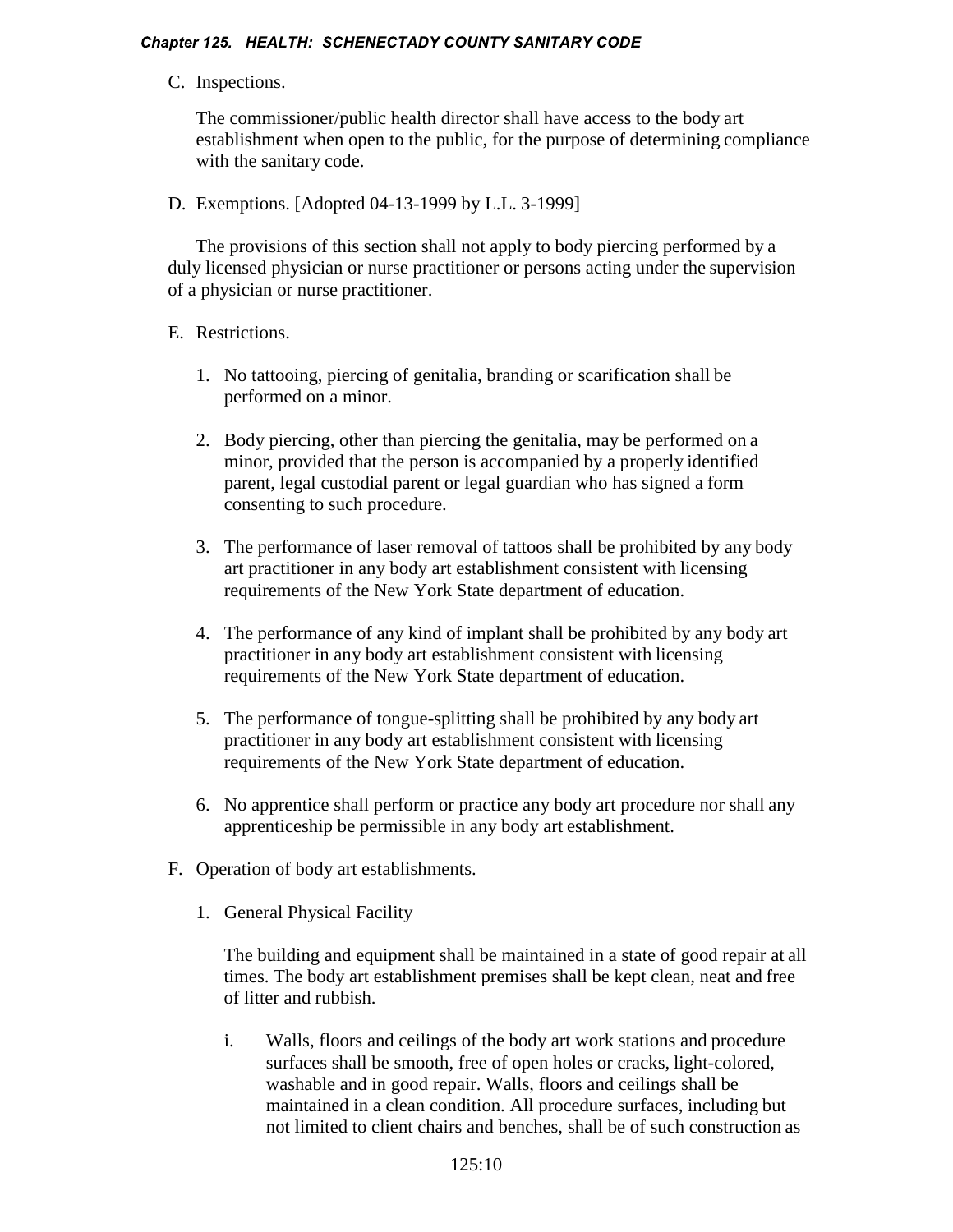C. Inspections.

The commissioner/public health director shall have access to the body art establishment when open to the public, for the purpose of determining compliance with the sanitary code.

D. Exemptions. [Adopted 04-13-1999 by L.L. 3-1999]

The provisions of this section shall not apply to body piercing performed by a duly licensed physician or nurse practitioner or persons acting under the supervision of a physician or nurse practitioner.

E. Restrictions.

1. No tattooing, piercing of genitalia, branding or scarification shall be performed on a minor.

2. Body piercing, other than piercing the genitalia, may be performed on a minor, provided that the person is accompanied by a properly identified parent, legal custodial parent or legal guardian who has signed a form consenting to such procedure.

3. The performance of laser removal of tattoos shall be prohibited by any body art practitioner in any body art establishment consistent with licensing requirements of the New York State department of education.

4. The performance of any kind of implant shall be prohibited by any body art practitioner in any body art establishment consistent with licensing requirements of the New York State department of education.

5. The performance of tongue-splitting shall be prohibited by any body art practitioner in any body art establishment consistent with licensing requirements of the New York State department of education.

6. No apprentice shall perform or practice any body art procedure nor shall any apprenticeship be permissible in any body art establishment.

F. Operation of body art establishments.

1. General Physical Facility

The building and equipment shall be maintained in a state of good repair at all times. The body art establishment premises shall be kept clean, neat and free of litter and rubbish.

i. Walls, floors and ceilings of the body art work stations and procedure surfaces shall be smooth, free of open holes or cracks, light-colored, washable and in good repair. Walls, floors and ceilings shall be maintained in a clean condition. All procedure surfaces, including but not limited to client chairs and benches, shall be of such construction as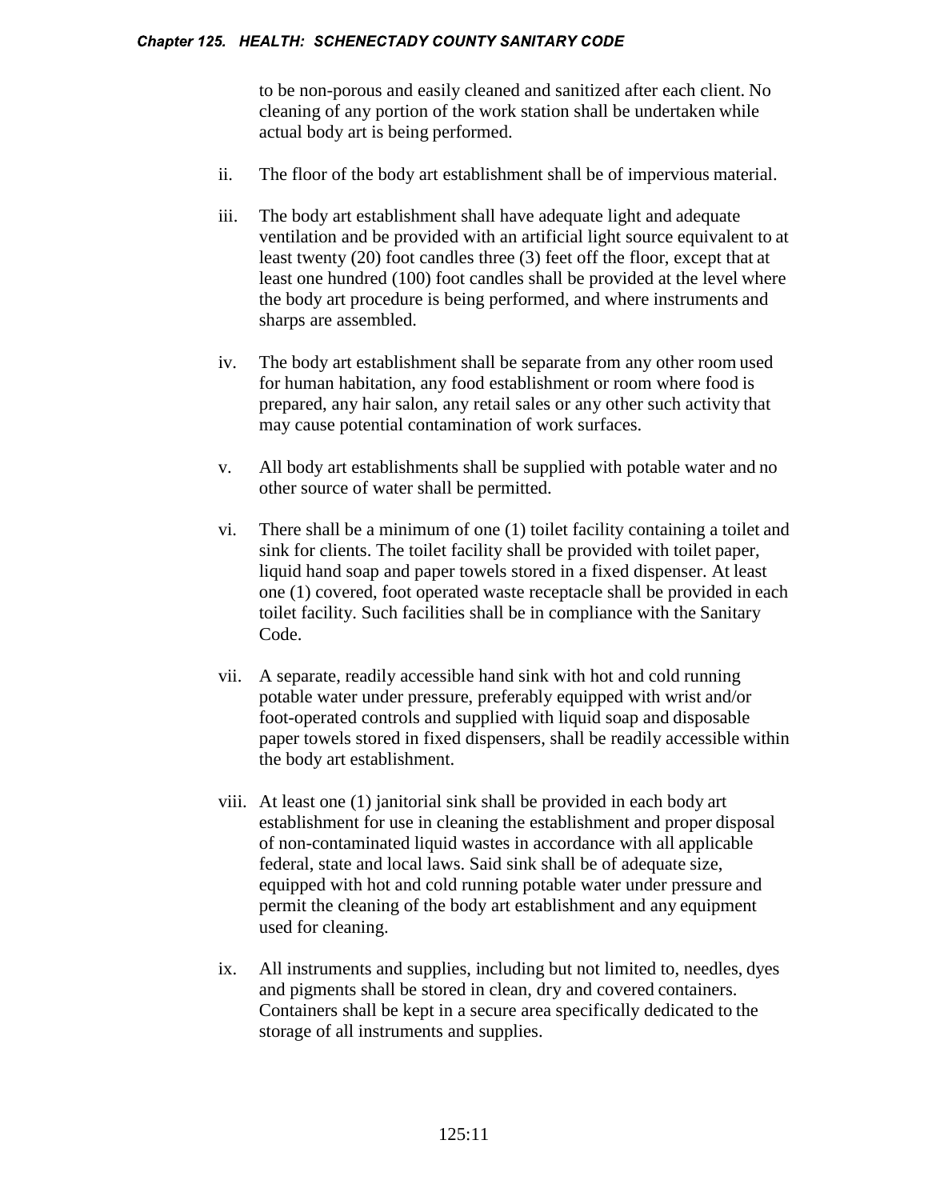to be non-porous and easily cleaned and sanitized after each client. No cleaning of any portion of the work station shall be undertaken while actual body art is being performed.

ii. The floor of the body art establishment shall be of impervious material.

iii. The body art establishment shall have adequate light and adequate ventilation and be provided with an artificial light source equivalent to at least twenty (20) foot candles three (3) feet off the floor, except that at least one hundred (100) foot candles shall be provided at the level where the body art procedure is being performed, and where instruments and sharps are assembled.

iv. The body art establishment shall be separate from any other room used for human habitation, any food establishment or room where food is prepared, any hair salon, any retail sales or any other such activity that may cause potential contamination of work surfaces.

v. All body art establishments shall be supplied with potable water and no other source of water shall be permitted.

vi. There shall be a minimum of one (1) toilet facility containing a toilet and sink for clients. The toilet facility shall be provided with toilet paper, liquid hand soap and paper towels stored in a fixed dispenser. At least one (1) covered, foot operated waste receptacle shall be provided in each toilet facility. Such facilities shall be in compliance with the Sanitary Code.

vii. A separate, readily accessible hand sink with hot and cold running potable water under pressure, preferably equipped with wrist and/or foot-operated controls and supplied with liquid soap and disposable paper towels stored in fixed dispensers, shall be readily accessible within the body art establishment.

viii. At least one (1) janitorial sink shall be provided in each body art establishment for use in cleaning the establishment and proper disposal of non-contaminated liquid wastes in accordance with all applicable federal, state and local laws. Said sink shall be of adequate size, equipped with hot and cold running potable water under pressure and permit the cleaning of the body art establishment and any equipment used for cleaning.

ix. All instruments and supplies, including but not limited to, needles, dyes and pigments shall be stored in clean, dry and covered containers. Containers shall be kept in a secure area specifically dedicated to the storage of all instruments and supplies.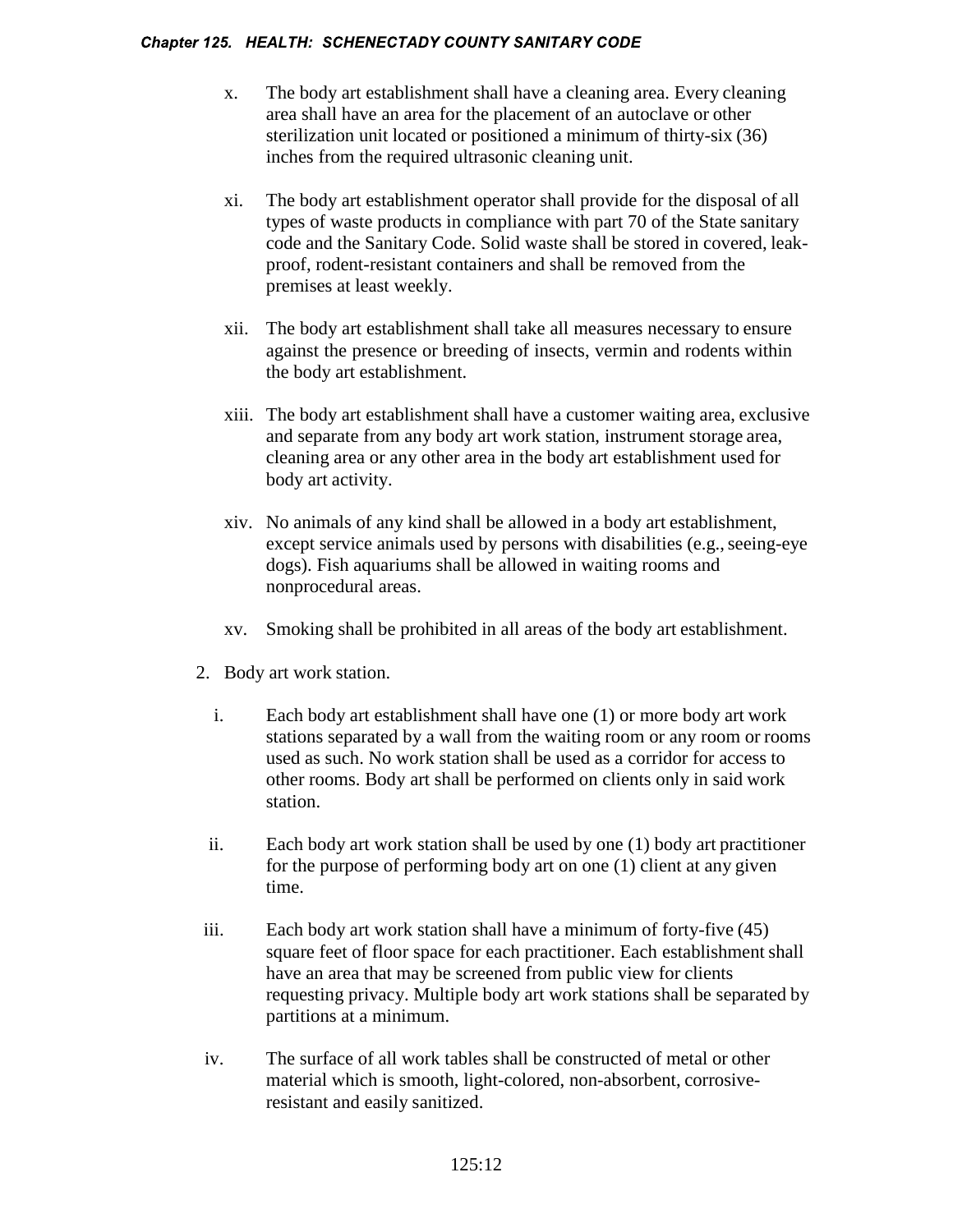x. The body art establishment shall have a cleaning area. Every cleaning area shall have an area for the placement of an autoclave or other sterilization unit located or positioned a minimum of thirty-six (36) inches from the required ultrasonic cleaning unit.

xi. The body art establishment operator shall provide for the disposal of all types of waste products in compliance with part 70 of the State sanitary code and the Sanitary Code. Solid waste shall be stored in covered, leak-proof, rodent-resistant containers and shall be removed from the premises at least weekly.

xii. The body art establishment shall take all measures necessary to ensure against the presence or breeding of insects, vermin and rodents within the body art establishment.

xiii. The body art establishment shall have a customer waiting area, exclusive and separate from any body art work station, instrument storage area, cleaning area or any other area in the body art establishment used for body art activity.

xiv. No animals of any kind shall be allowed in a body art establishment, except service animals used by persons with disabilities (e.g., seeing-eye dogs). Fish aquariums shall be allowed in waiting rooms and nonprocedural areas.

xv. Smoking shall be prohibited in all areas of the body art establishment.

2. Body art work station.

i. Each body art establishment shall have one (1) or more body art work stations separated by a wall from the waiting room or any room or rooms used as such. No work station shall be used as a corridor for access to other rooms. Body art shall be performed on clients only in said work station.

ii. Each body art work station shall be used by one (1) body art practitioner for the purpose of performing body art on one (1) client at any given time.

iii. Each body art work station shall have a minimum of forty-five (45) square feet of floor space for each practitioner. Each establishment shall have an area that may be screened from public view for clients requesting privacy. Multiple body art work stations shall be separated by partitions at a minimum.

iv. The surface of all work tables shall be constructed of metal or other material which is smooth, light-colored, non-absorbent, corrosive-resistant and easily sanitized.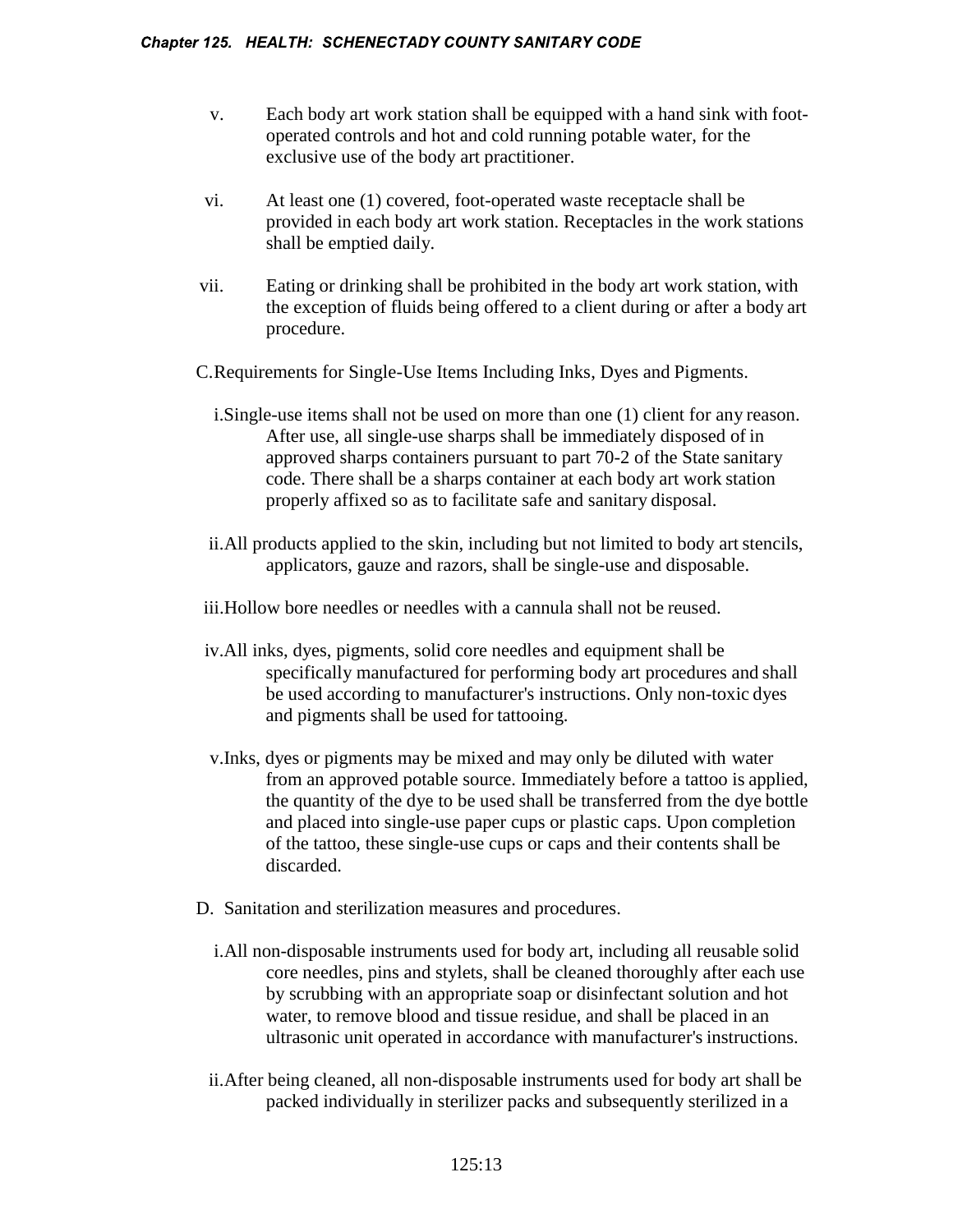v. Each body art work station shall be equipped with a hand sink with foot-operated controls and hot and cold running potable water, for the exclusive use of the body art practitioner.

vi. At least one (1) covered, foot-operated waste receptacle shall be provided in each body art work station. Receptacles in the work stations shall be emptied daily.

vii. Eating or drinking shall be prohibited in the body art work station, with the exception of fluids being offered to a client during or after a body art procedure.

C. Requirements for Single-Use Items Including Inks, Dyes and Pigments.

i. Single-use items shall not be used on more than one (1) client for any reason. After use, all single-use sharps shall be immediately disposed of in approved sharps containers pursuant to part 70-2 of the State sanitary code. There shall be a sharps container at each body art work station properly affixed so as to facilitate safe and sanitary disposal.

ii. All products applied to the skin, including but not limited to body art stencils, applicators, gauze and razors, shall be single-use and disposable.

iii. Hollow bore needles or needles with a cannula shall not be reused.

iv. All inks, dyes, pigments, solid core needles and equipment shall be specifically manufactured for performing body art procedures and shall be used according to manufacturer's instructions. Only non-toxic dyes and pigments shall be used for tattooing.

v. Inks, dyes or pigments may be mixed and may only be diluted with water from an approved potable source. Immediately before a tattoo is applied, the quantity of the dye to be used shall be transferred from the dye bottle and placed into single-use paper cups or plastic caps. Upon completion of the tattoo, these single-use cups or caps and their contents shall be discarded.

D. Sanitation and sterilization measures and procedures.

i. All non-disposable instruments used for body art, including all reusable solid core needles, pins and stylets, shall be cleaned thoroughly after each use by scrubbing with an appropriate soap or disinfectant solution and hot water, to remove blood and tissue residue, and shall be placed in an ultrasonic unit operated in accordance with manufacturer's instructions.

ii. After being cleaned, all non-disposable instruments used for body art shall be packed individually in sterilizer packs and subsequently sterilized in a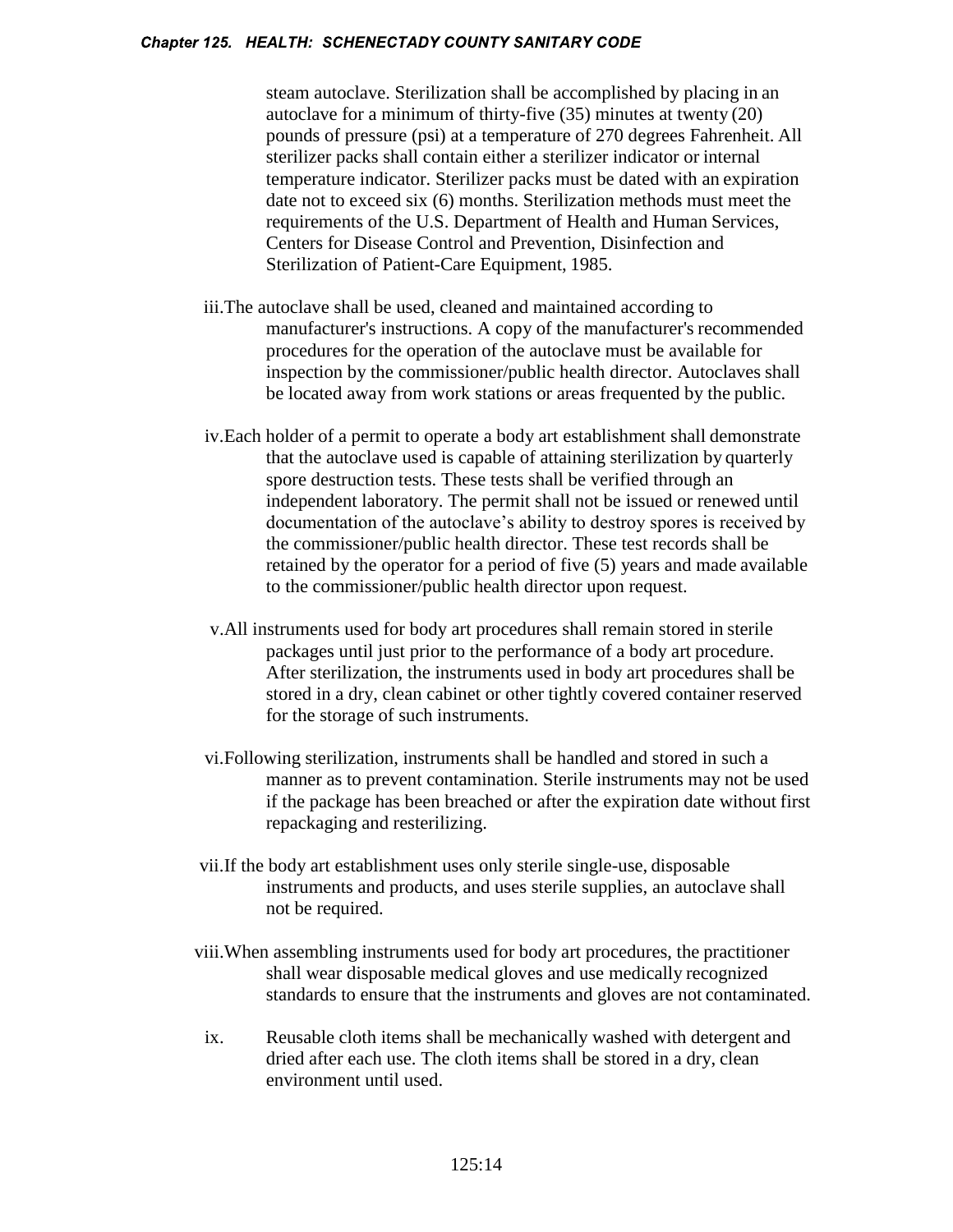steam autoclave. Sterilization shall be accomplished by placing in an autoclave for a minimum of thirty-five (35) minutes at twenty (20) pounds of pressure (psi) at a temperature of 270 degrees Fahrenheit. All sterilizer packs shall contain either a sterilizer indicator or internal temperature indicator. Sterilizer packs must be dated with an expiration date not to exceed six (6) months. Sterilization methods must meet the requirements of the U.S. Department of Health and Human Services, Centers for Disease Control and Prevention, Disinfection and Sterilization of Patient-Care Equipment, 1985.

iii. The autoclave shall be used, cleaned and maintained according to manufacturer's instructions. A copy of the manufacturer's recommended procedures for the operation of the autoclave must be available for inspection by the commissioner/public health director. Autoclaves shall be located away from work stations or areas frequented by the public.

iv. Each holder of a permit to operate a body art establishment shall demonstrate that the autoclave used is capable of attaining sterilization by quarterly spore destruction tests. These tests shall be verified through an independent laboratory. The permit shall not be issued or renewed until documentation of the autoclave's ability to destroy spores is received by the commissioner/public health director. These test records shall be retained by the operator for a period of five (5) years and made available to the commissioner/public health director upon request.

v. All instruments used for body art procedures shall remain stored in sterile packages until just prior to the performance of a body art procedure. After sterilization, the instruments used in body art procedures shall be stored in a dry, clean cabinet or other tightly covered container reserved for the storage of such instruments.

vi. Following sterilization, instruments shall be handled and stored in such a manner as to prevent contamination. Sterile instruments may not be used if the package has been breached or after the expiration date without first repackaging and resterilizing.

vii. If the body art establishment uses only sterile single-use, disposable instruments and products, and uses sterile supplies, an autoclave shall not be required.

viii. When assembling instruments used for body art procedures, the practitioner shall wear disposable medical gloves and use medically recognized standards to ensure that the instruments and gloves are not contaminated.

ix. Reusable cloth items shall be mechanically washed with detergent and dried after each use. The cloth items shall be stored in a dry, clean environment until used.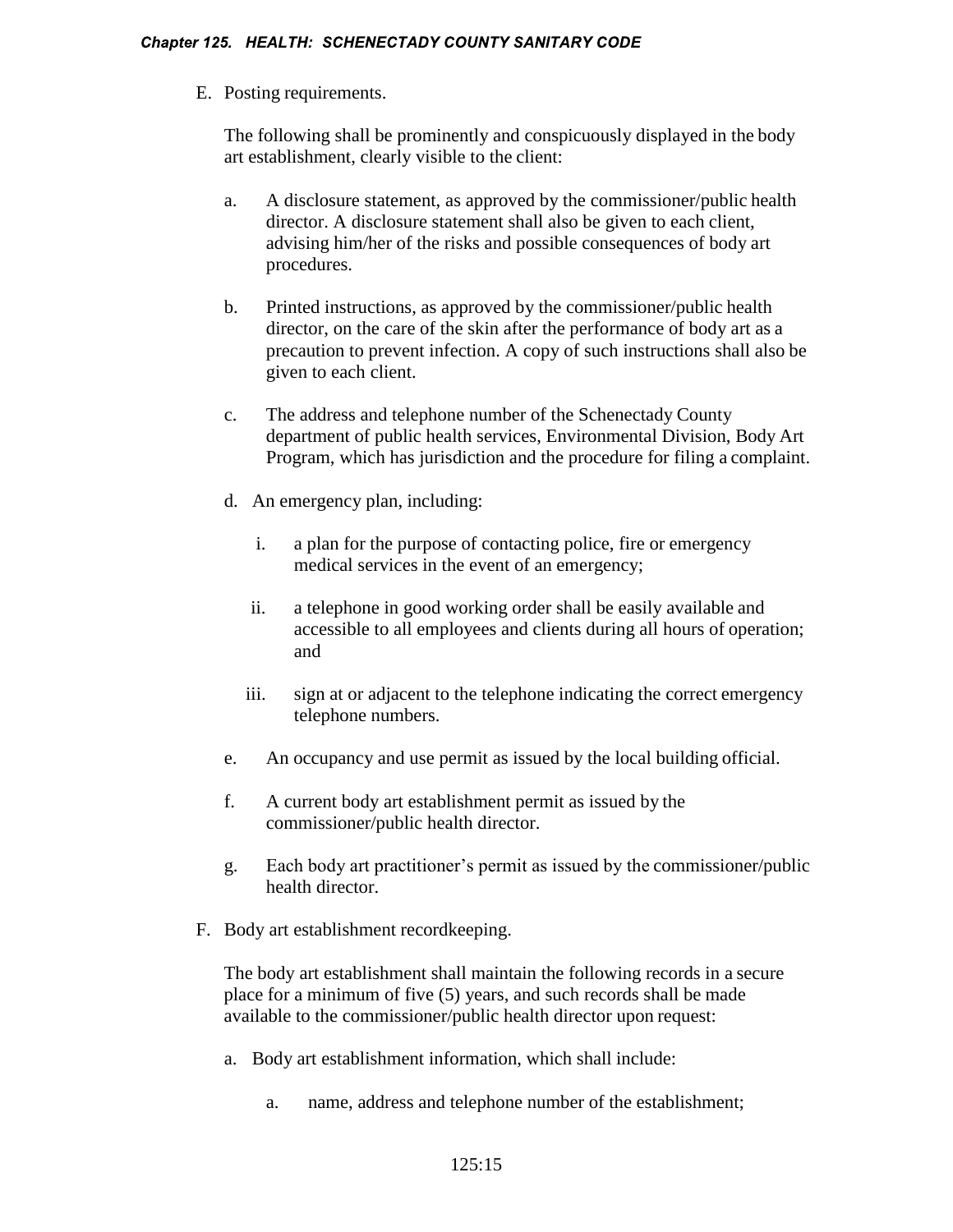E. Posting requirements.

The following shall be prominently and conspicuously displayed in the body art establishment, clearly visible to the client:

a. A disclosure statement, as approved by the commissioner/public health director. A disclosure statement shall also be given to each client, advising him/her of the risks and possible consequences of body art procedures.

b. Printed instructions, as approved by the commissioner/public health director, on the care of the skin after the performance of body art as a precaution to prevent infection. A copy of such instructions shall also be given to each client.

c. The address and telephone number of the Schenectady County department of public health services, Environmental Division, Body Art Program, which has jurisdiction and the procedure for filing a complaint.

d. An emergency plan, including:

   i. a plan for the purpose of contacting police, fire or emergency medical services in the event of an emergency;

   ii. a telephone in good working order shall be easily available and accessible to all employees and clients during all hours of operation; and

   iii. sign at or adjacent to the telephone indicating the correct emergency telephone numbers.

e. An occupancy and use permit as issued by the local building official.

f. A current body art establishment permit as issued by the commissioner/public health director.

g. Each body art practitioner's permit as issued by the commissioner/public health director.

F. Body art establishment recordkeeping.

The body art establishment shall maintain the following records in a secure place for a minimum of five (5) years, and such records shall be made available to the commissioner/public health director upon request:

a. Body art establishment information, which shall include:

   a. name, address and telephone number of the establishment;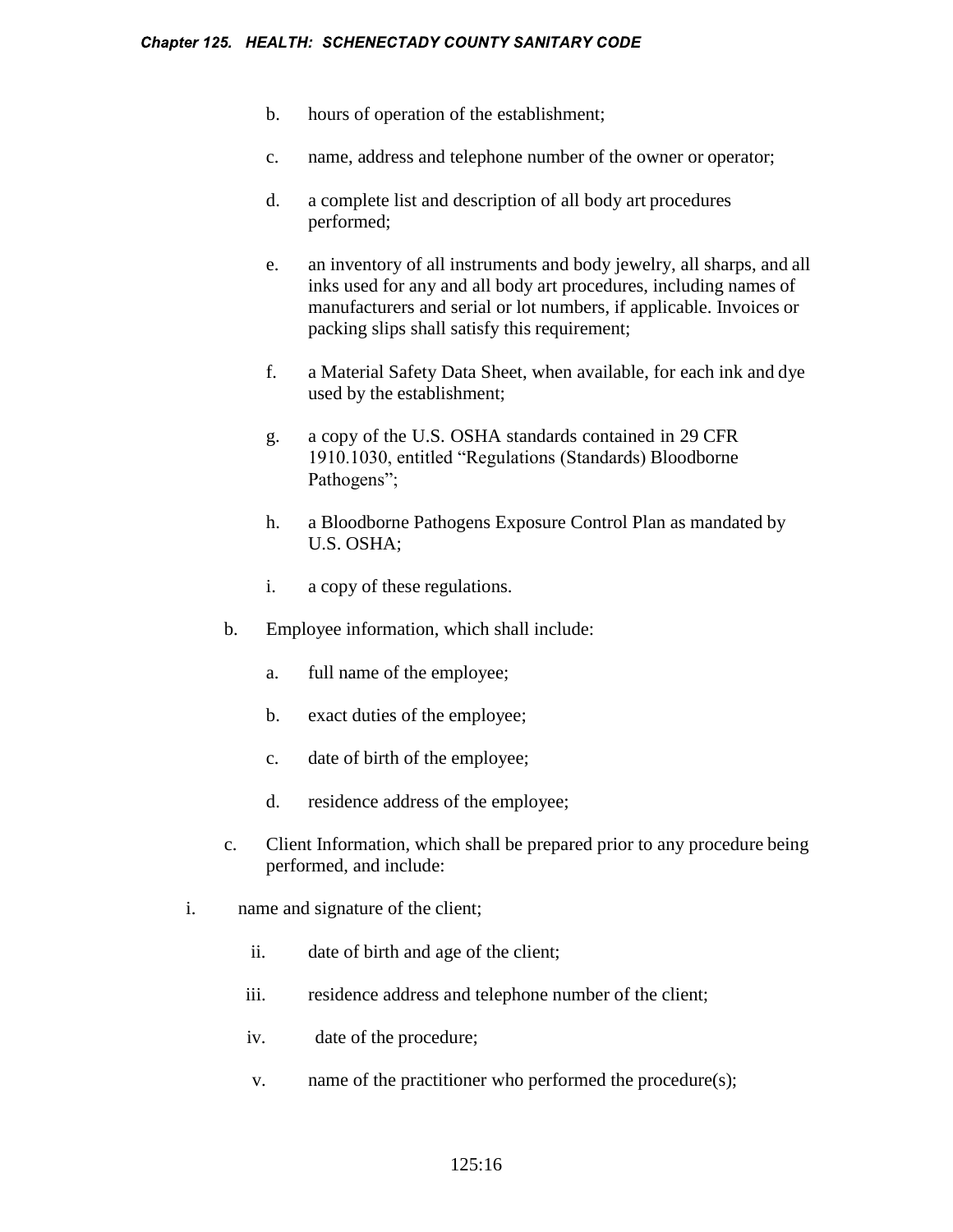b. hours of operation of the establishment;

c. name, address and telephone number of the owner or operator;

d. a complete list and description of all body art procedures performed;

e. an inventory of all instruments and body jewelry, all sharps, and all inks used for any and all body art procedures, including names of manufacturers and serial or lot numbers, if applicable. Invoices or packing slips shall satisfy this requirement;

f. a Material Safety Data Sheet, when available, for each ink and dye used by the establishment;

g. a copy of the U.S. OSHA standards contained in 29 CFR 1910.1030, entitled "Regulations (Standards) Bloodborne Pathogens";

h. a Bloodborne Pathogens Exposure Control Plan as mandated by U.S. OSHA;

i. a copy of these regulations.

b. Employee information, which shall include:

a. full name of the employee;

b. exact duties of the employee;

c. date of birth of the employee;

d. residence address of the employee;

c. Client Information, which shall be prepared prior to any procedure being performed, and include:

i. name and signature of the client;

ii. date of birth and age of the client;

iii. residence address and telephone number of the client;

iv. date of the procedure;

v. name of the practitioner who performed the procedure(s);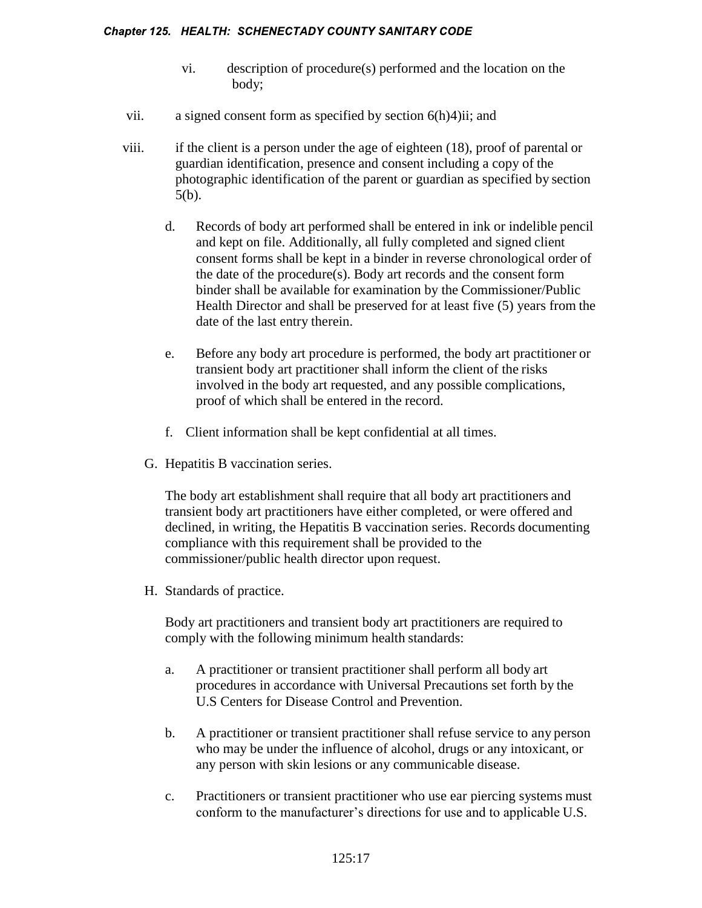vi. description of procedure(s) performed and the location on the body;

vii. a signed consent form as specified by section 6(h)4)ii; and

viii. if the client is a person under the age of eighteen (18), proof of parental or guardian identification, presence and consent including a copy of the photographic identification of the parent or guardian as specified by section 5(b).

d. Records of body art performed shall be entered in ink or indelible pencil and kept on file. Additionally, all fully completed and signed client consent forms shall be kept in a binder in reverse chronological order of the date of the procedure(s). Body art records and the consent form binder shall be available for examination by the Commissioner/Public Health Director and shall be preserved for at least five (5) years from the date of the last entry therein.

e. Before any body art procedure is performed, the body art practitioner or transient body art practitioner shall inform the client of the risks involved in the body art requested, and any possible complications, proof of which shall be entered in the record.

f. Client information shall be kept confidential at all times.

G. Hepatitis B vaccination series.

The body art establishment shall require that all body art practitioners and transient body art practitioners have either completed, or were offered and declined, in writing, the Hepatitis B vaccination series. Records documenting compliance with this requirement shall be provided to the commissioner/public health director upon request.

H. Standards of practice.

Body art practitioners and transient body art practitioners are required to comply with the following minimum health standards:

a. A practitioner or transient practitioner shall perform all body art procedures in accordance with Universal Precautions set forth by the U.S Centers for Disease Control and Prevention.

b. A practitioner or transient practitioner shall refuse service to any person who may be under the influence of alcohol, drugs or any intoxicant, or any person with skin lesions or any communicable disease.

c. Practitioners or transient practitioner who use ear piercing systems must conform to the manufacturer's directions for use and to applicable U.S.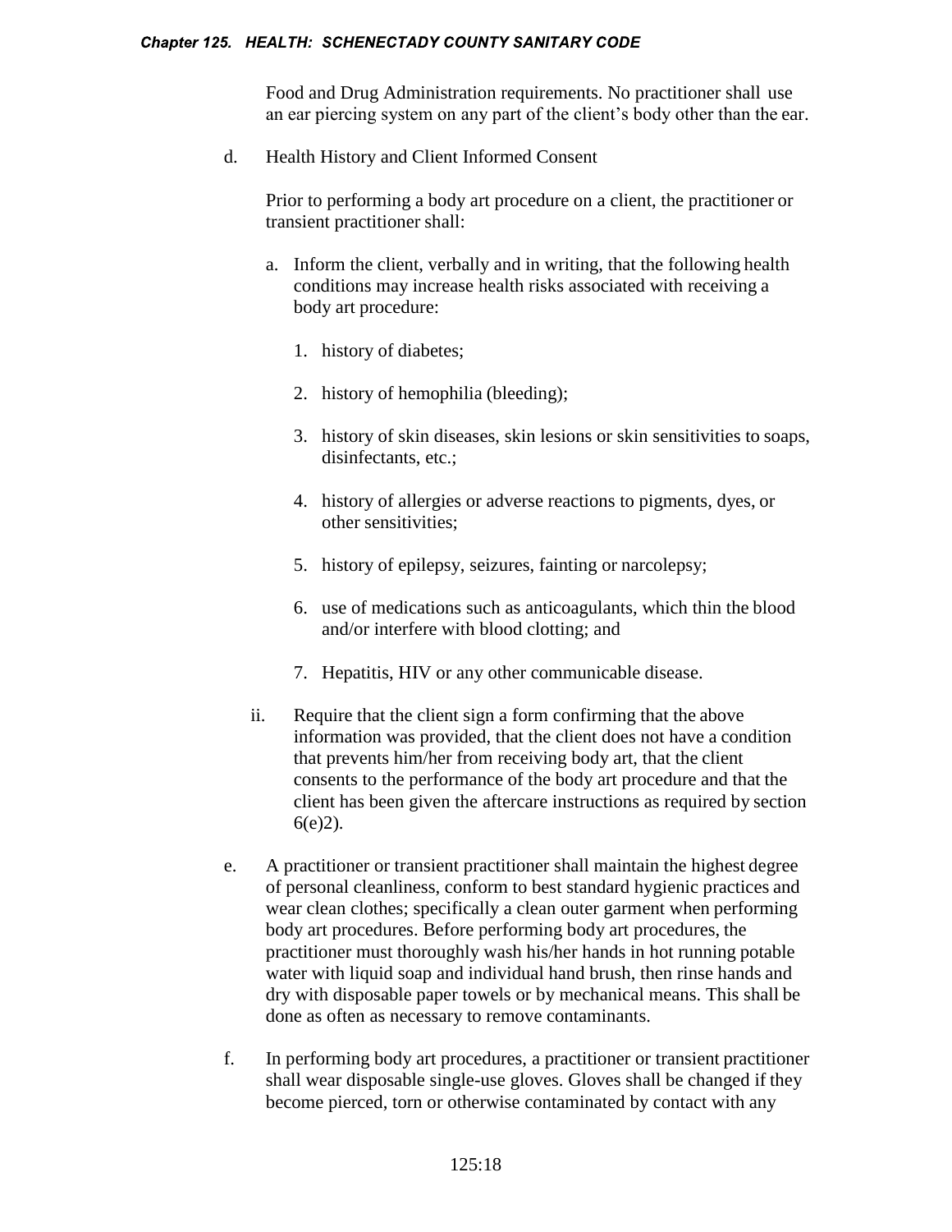Food and Drug Administration requirements. No practitioner shall use an ear piercing system on any part of the client's body other than the ear.

d. Health History and Client Informed Consent

   Prior to performing a body art procedure on a client, the practitioner or transient practitioner shall:

   a. Inform the client, verbally and in writing, that the following health conditions may increase health risks associated with receiving a body art procedure:

      1. history of diabetes;

      2. history of hemophilia (bleeding);

      3. history of skin diseases, skin lesions or skin sensitivities to soaps, disinfectants, etc.;

      4. history of allergies or adverse reactions to pigments, dyes, or other sensitivities;

      5. history of epilepsy, seizures, fainting or narcolepsy;

      6. use of medications such as anticoagulants, which thin the blood and/or interfere with blood clotting; and

      7. Hepatitis, HIV or any other communicable disease.

   ii. Require that the client sign a form confirming that the above information was provided, that the client does not have a condition that prevents him/her from receiving body art, that the client consents to the performance of the body art procedure and that the client has been given the aftercare instructions as required by section 6(e)2).

e. A practitioner or transient practitioner shall maintain the highest degree of personal cleanliness, conform to best standard hygienic practices and wear clean clothes; specifically a clean outer garment when performing body art procedures. Before performing body art procedures, the practitioner must thoroughly wash his/her hands in hot running potable water with liquid soap and individual hand brush, then rinse hands and dry with disposable paper towels or by mechanical means. This shall be done as often as necessary to remove contaminants.

f. In performing body art procedures, a practitioner or transient practitioner shall wear disposable single-use gloves. Gloves shall be changed if they become pierced, torn or otherwise contaminated by contact with any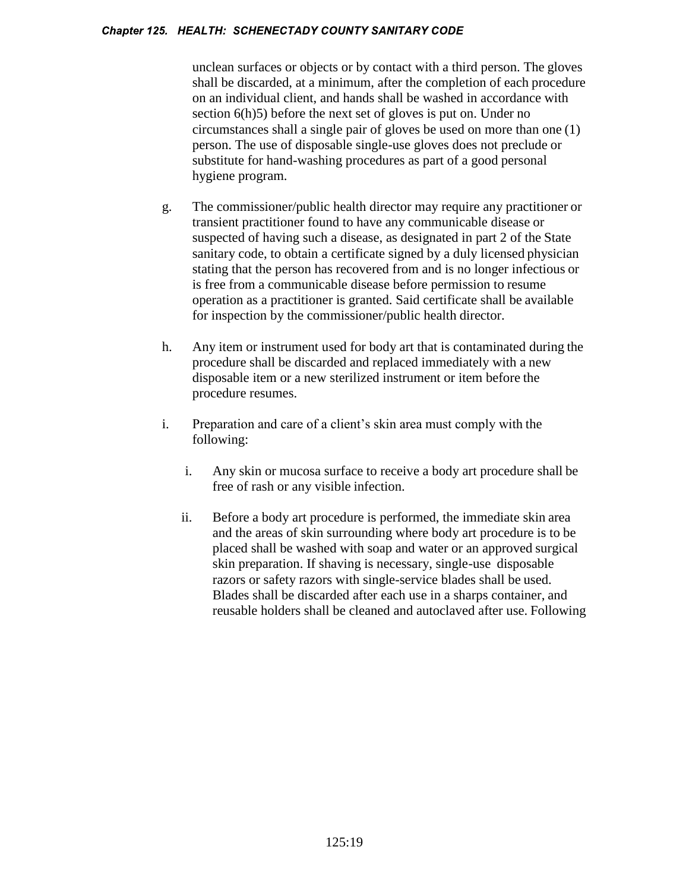unclean surfaces or objects or by contact with a third person. The gloves shall be discarded, at a minimum, after the completion of each procedure on an individual client, and hands shall be washed in accordance with section 6(h)5) before the next set of gloves is put on. Under no circumstances shall a single pair of gloves be used on more than one (1) person. The use of disposable single-use gloves does not preclude or substitute for hand-washing procedures as part of a good personal hygiene program.

g. The commissioner/public health director may require any practitioner or transient practitioner found to have any communicable disease or suspected of having such a disease, as designated in part 2 of the State sanitary code, to obtain a certificate signed by a duly licensed physician stating that the person has recovered from and is no longer infectious or is free from a communicable disease before permission to resume operation as a practitioner is granted. Said certificate shall be available for inspection by the commissioner/public health director.

h. Any item or instrument used for body art that is contaminated during the procedure shall be discarded and replaced immediately with a new disposable item or a new sterilized instrument or item before the procedure resumes.

i. Preparation and care of a client's skin area must comply with the following:

   i. Any skin or mucosa surface to receive a body art procedure shall be free of rash or any visible infection.

   ii. Before a body art procedure is performed, the immediate skin area and the areas of skin surrounding where body art procedure is to be placed shall be washed with soap and water or an approved surgical skin preparation. If shaving is necessary, single-use disposable razors or safety razors with single-service blades shall be used. Blades shall be discarded after each use in a sharps container, and reusable holders shall be cleaned and autoclaved after use. Following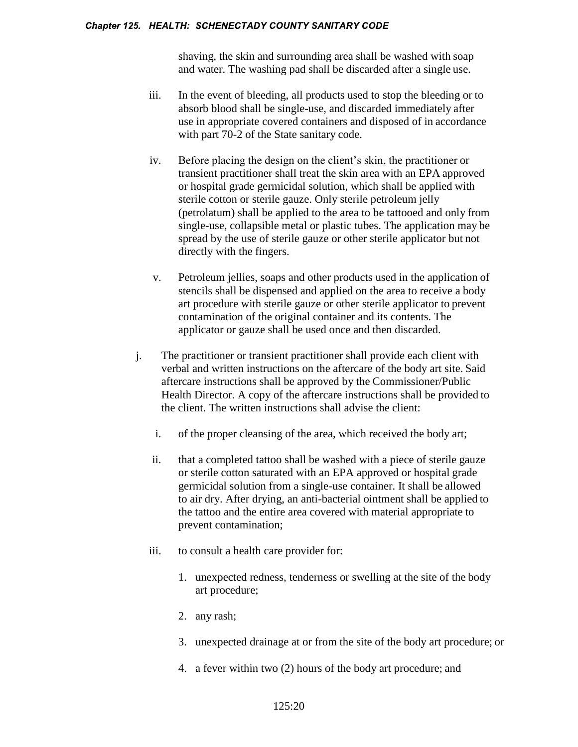shaving, the skin and surrounding area shall be washed with soap and water. The washing pad shall be discarded after a single use.

iii. In the event of bleeding, all products used to stop the bleeding or to absorb blood shall be single-use, and discarded immediately after use in appropriate covered containers and disposed of in accordance with part 70-2 of the State sanitary code.

iv. Before placing the design on the client's skin, the practitioner or transient practitioner shall treat the skin area with an EPA approved or hospital grade germicidal solution, which shall be applied with sterile cotton or sterile gauze. Only sterile petroleum jelly (petrolatum) shall be applied to the area to be tattooed and only from single-use, collapsible metal or plastic tubes. The application may be spread by the use of sterile gauze or other sterile applicator but not directly with the fingers.

v. Petroleum jellies, soaps and other products used in the application of stencils shall be dispensed and applied on the area to receive a body art procedure with sterile gauze or other sterile applicator to prevent contamination of the original container and its contents. The applicator or gauze shall be used once and then discarded.

j. The practitioner or transient practitioner shall provide each client with verbal and written instructions on the aftercare of the body art site. Said aftercare instructions shall be approved by the Commissioner/Public Health Director. A copy of the aftercare instructions shall be provided to the client. The written instructions shall advise the client:

i. of the proper cleansing of the area, which received the body art;

ii. that a completed tattoo shall be washed with a piece of sterile gauze or sterile cotton saturated with an EPA approved or hospital grade germicidal solution from a single-use container. It shall be allowed to air dry. After drying, an anti-bacterial ointment shall be applied to the tattoo and the entire area covered with material appropriate to prevent contamination;

iii. to consult a health care provider for:

1. unexpected redness, tenderness or swelling at the site of the body art procedure;

2. any rash;

3. unexpected drainage at or from the site of the body art procedure; or

4. a fever within two (2) hours of the body art procedure; and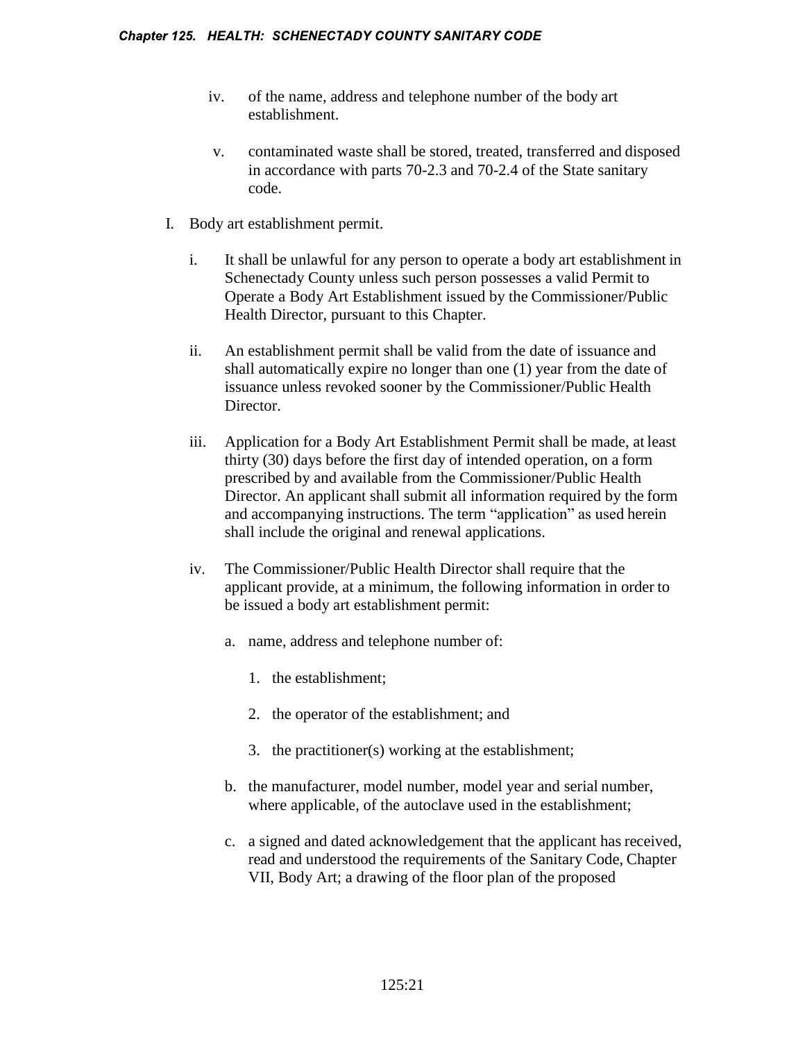iv. of the name, address and telephone number of the body art establishment.

v. contaminated waste shall be stored, treated, transferred and disposed in accordance with parts 70-2.3 and 70-2.4 of the State sanitary code.

I. Body art establishment permit.

i. It shall be unlawful for any person to operate a body art establishment in Schenectady County unless such person possesses a valid Permit to Operate a Body Art Establishment issued by the Commissioner/Public Health Director, pursuant to this Chapter.

ii. An establishment permit shall be valid from the date of issuance and shall automatically expire no longer than one (1) year from the date of issuance unless revoked sooner by the Commissioner/Public Health Director.

iii. Application for a Body Art Establishment Permit shall be made, at least thirty (30) days before the first day of intended operation, on a form prescribed by and available from the Commissioner/Public Health Director. An applicant shall submit all information required by the form and accompanying instructions. The term "application" as used herein shall include the original and renewal applications.

iv. The Commissioner/Public Health Director shall require that the applicant provide, at a minimum, the following information in order to be issued a body art establishment permit:

a. name, address and telephone number of:

1. the establishment;

2. the operator of the establishment; and

3. the practitioner(s) working at the establishment;

b. the manufacturer, model number, model year and serial number, where applicable, of the autoclave used in the establishment;

c. a signed and dated acknowledgement that the applicant has received, read and understood the requirements of the Sanitary Code, Chapter VII, Body Art; a drawing of the floor plan of the proposed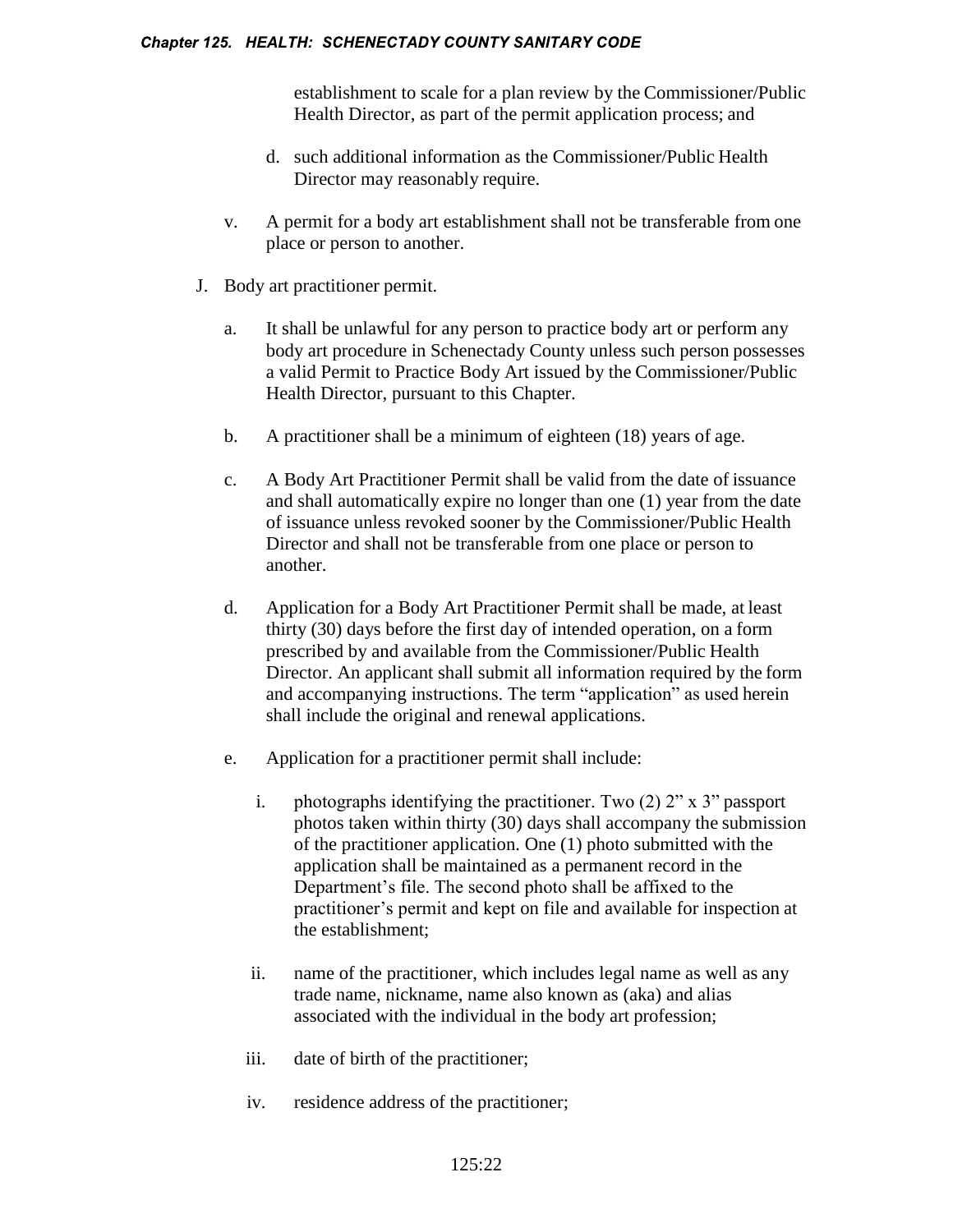establishment to scale for a plan review by the Commissioner/Public Health Director, as part of the permit application process; and

d. such additional information as the Commissioner/Public Health Director may reasonably require.

v. A permit for a body art establishment shall not be transferable from one place or person to another.

J. Body art practitioner permit.

a. It shall be unlawful for any person to practice body art or perform any body art procedure in Schenectady County unless such person possesses a valid Permit to Practice Body Art issued by the Commissioner/Public Health Director, pursuant to this Chapter.

b. A practitioner shall be a minimum of eighteen (18) years of age.

c. A Body Art Practitioner Permit shall be valid from the date of issuance and shall automatically expire no longer than one (1) year from the date of issuance unless revoked sooner by the Commissioner/Public Health Director and shall not be transferable from one place or person to another.

d. Application for a Body Art Practitioner Permit shall be made, at least thirty (30) days before the first day of intended operation, on a form prescribed by and available from the Commissioner/Public Health Director. An applicant shall submit all information required by the form and accompanying instructions. The term "application" as used herein shall include the original and renewal applications.

e. Application for a practitioner permit shall include:

i. photographs identifying the practitioner. Two (2) 2" x 3" passport photos taken within thirty (30) days shall accompany the submission of the practitioner application. One (1) photo submitted with the application shall be maintained as a permanent record in the Department's file. The second photo shall be affixed to the practitioner's permit and kept on file and available for inspection at the establishment;

ii. name of the practitioner, which includes legal name as well as any trade name, nickname, name also known as (aka) and alias associated with the individual in the body art profession;

iii. date of birth of the practitioner;

iv. residence address of the practitioner;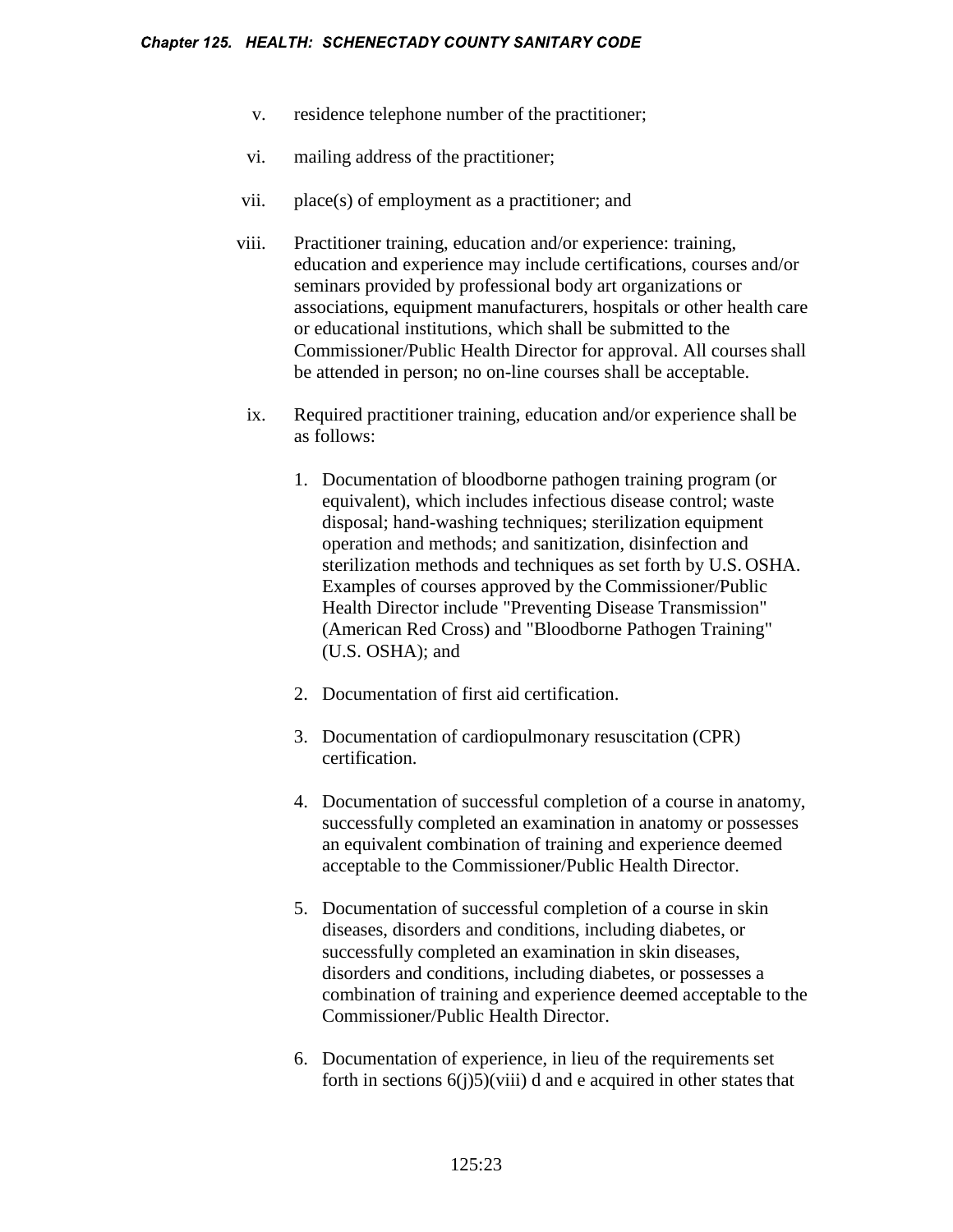v. residence telephone number of the practitioner;

vi. mailing address of the practitioner;

vii. place(s) of employment as a practitioner; and

viii. Practitioner training, education and/or experience: training, education and experience may include certifications, courses and/or seminars provided by professional body art organizations or associations, equipment manufacturers, hospitals or other health care or educational institutions, which shall be submitted to the Commissioner/Public Health Director for approval. All courses shall be attended in person; no on-line courses shall be acceptable.

ix. Required practitioner training, education and/or experience shall be as follows:

1. Documentation of bloodborne pathogen training program (or equivalent), which includes infectious disease control; waste disposal; hand-washing techniques; sterilization equipment operation and methods; and sanitization, disinfection and sterilization methods and techniques as set forth by U.S. OSHA. Examples of courses approved by the Commissioner/Public Health Director include "Preventing Disease Transmission" (American Red Cross) and "Bloodborne Pathogen Training" (U.S. OSHA); and

2. Documentation of first aid certification.

3. Documentation of cardiopulmonary resuscitation (CPR) certification.

4. Documentation of successful completion of a course in anatomy, successfully completed an examination in anatomy or possesses an equivalent combination of training and experience deemed acceptable to the Commissioner/Public Health Director.

5. Documentation of successful completion of a course in skin diseases, disorders and conditions, including diabetes, or successfully completed an examination in skin diseases, disorders and conditions, including diabetes, or possesses a combination of training and experience deemed acceptable to the Commissioner/Public Health Director.

6. Documentation of experience, in lieu of the requirements set forth in sections 6(j)5)(viii) d and e acquired in other states that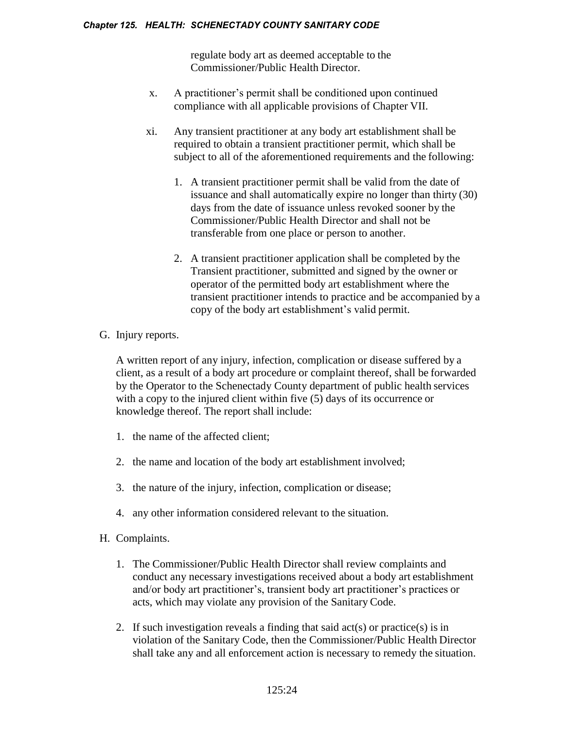regulate body art as deemed acceptable to the Commissioner/Public Health Director.

x. A practitioner's permit shall be conditioned upon continued compliance with all applicable provisions of Chapter VII.

xi. Any transient practitioner at any body art establishment shall be required to obtain a transient practitioner permit, which shall be subject to all of the aforementioned requirements and the following:

   1. A transient practitioner permit shall be valid from the date of issuance and shall automatically expire no longer than thirty (30) days from the date of issuance unless revoked sooner by the Commissioner/Public Health Director and shall not be transferable from one place or person to another.

   2. A transient practitioner application shall be completed by the Transient practitioner, submitted and signed by the owner or operator of the permitted body art establishment where the transient practitioner intends to practice and be accompanied by a copy of the body art establishment's valid permit.

G. Injury reports.

A written report of any injury, infection, complication or disease suffered by a client, as a result of a body art procedure or complaint thereof, shall be forwarded by the Operator to the Schenectady County department of public health services with a copy to the injured client within five (5) days of its occurrence or knowledge thereof. The report shall include:

1. the name of the affected client;

2. the name and location of the body art establishment involved;

3. the nature of the injury, infection, complication or disease;

4. any other information considered relevant to the situation.

H. Complaints.

1. The Commissioner/Public Health Director shall review complaints and conduct any necessary investigations received about a body art establishment and/or body art practitioner's, transient body art practitioner's practices or acts, which may violate any provision of the Sanitary Code.

2. If such investigation reveals a finding that said act(s) or practice(s) is in violation of the Sanitary Code, then the Commissioner/Public Health Director shall take any and all enforcement action is necessary to remedy the situation.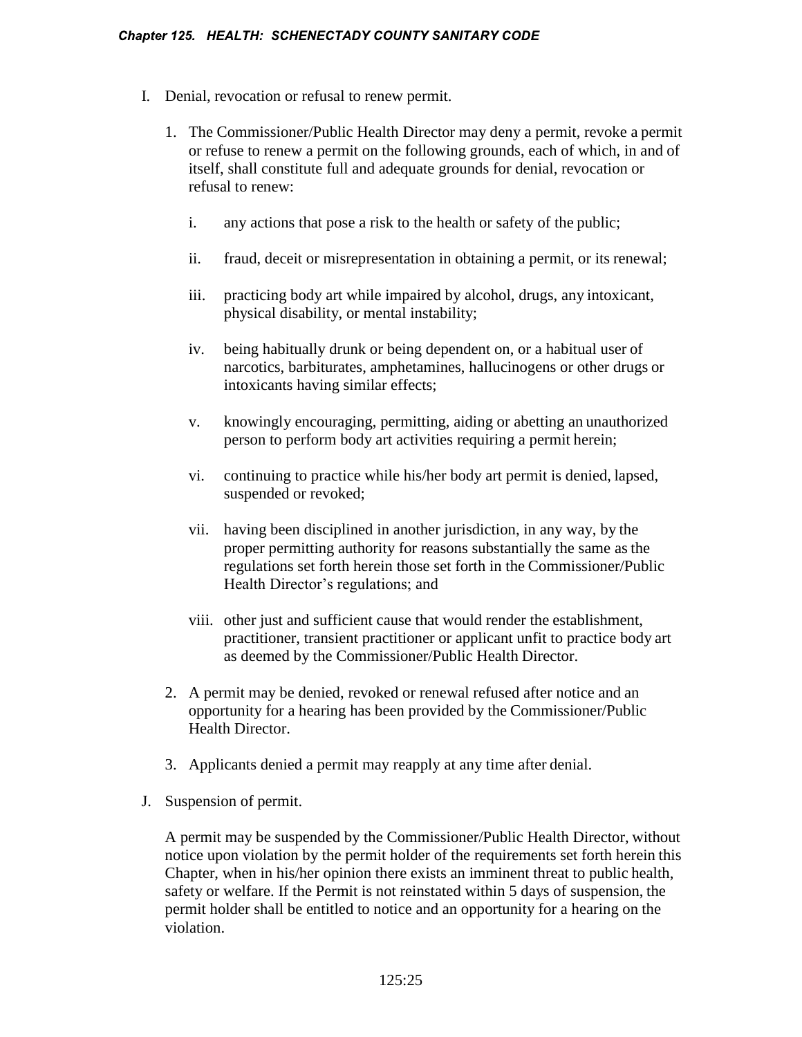I. Denial, revocation or refusal to renew permit.

   1. The Commissioner/Public Health Director may deny a permit, revoke a permit or refuse to renew a permit on the following grounds, each of which, in and of itself, shall constitute full and adequate grounds for denial, revocation or refusal to renew:

      i. any actions that pose a risk to the health or safety of the public;

      ii. fraud, deceit or misrepresentation in obtaining a permit, or its renewal;

      iii. practicing body art while impaired by alcohol, drugs, any intoxicant, physical disability, or mental instability;

      iv. being habitually drunk or being dependent on, or a habitual user of narcotics, barbiturates, amphetamines, hallucinogens or other drugs or intoxicants having similar effects;

      v. knowingly encouraging, permitting, aiding or abetting an unauthorized person to perform body art activities requiring a permit herein;

      vi. continuing to practice while his/her body art permit is denied, lapsed, suspended or revoked;

      vii. having been disciplined in another jurisdiction, in any way, by the proper permitting authority for reasons substantially the same as the regulations set forth herein those set forth in the Commissioner/Public Health Director's regulations; and

      viii. other just and sufficient cause that would render the establishment, practitioner, transient practitioner or applicant unfit to practice body art as deemed by the Commissioner/Public Health Director.

   2. A permit may be denied, revoked or renewal refused after notice and an opportunity for a hearing has been provided by the Commissioner/Public Health Director.

   3. Applicants denied a permit may reapply at any time after denial.

J. Suspension of permit.

   A permit may be suspended by the Commissioner/Public Health Director, without notice upon violation by the permit holder of the requirements set forth herein this Chapter, when in his/her opinion there exists an imminent threat to public health, safety or welfare. If the Permit is not reinstated within 5 days of suspension, the permit holder shall be entitled to notice and an opportunity for a hearing on the violation.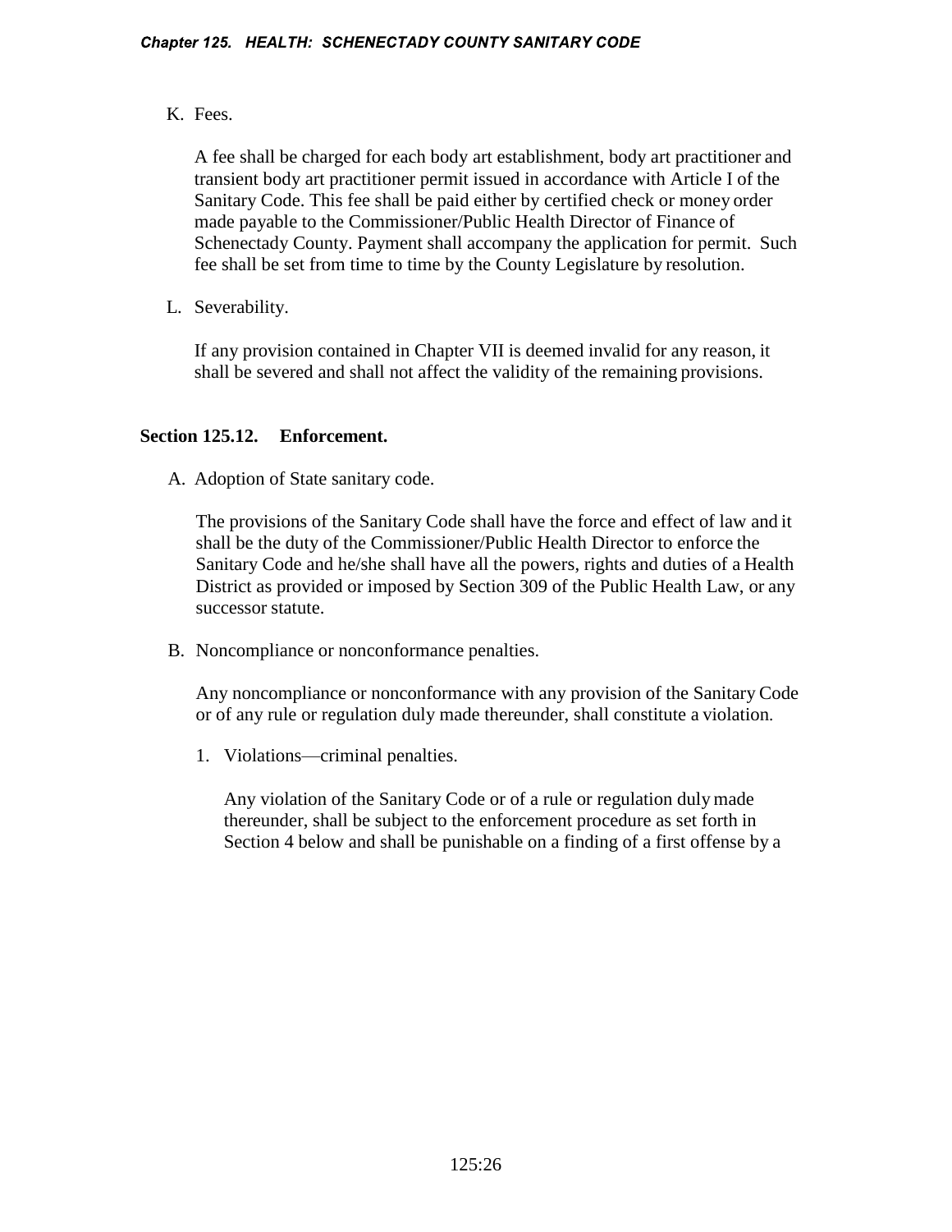K. Fees.

A fee shall be charged for each body art establishment, body art practitioner and transient body art practitioner permit issued in accordance with Article I of the Sanitary Code. This fee shall be paid either by certified check or money order made payable to the Commissioner/Public Health Director of Finance of Schenectady County. Payment shall accompany the application for permit. Such fee shall be set from time to time by the County Legislature by resolution.

L. Severability.

If any provision contained in Chapter VII is deemed invalid for any reason, it shall be severed and shall not affect the validity of the remaining provisions.

### Section 125.12. Enforcement.

A. Adoption of State sanitary code.

The provisions of the Sanitary Code shall have the force and effect of law and it shall be the duty of the Commissioner/Public Health Director to enforce the Sanitary Code and he/she shall have all the powers, rights and duties of a Health District as provided or imposed by Section 309 of the Public Health Law, or any successor statute.

B. Noncompliance or nonconformance penalties.

Any noncompliance or nonconformance with any provision of the Sanitary Code or of any rule or regulation duly made thereunder, shall constitute a violation.

1. Violations—criminal penalties.

Any violation of the Sanitary Code or of a rule or regulation duly made thereunder, shall be subject to the enforcement procedure as set forth in Section 4 below and shall be punishable on a finding of a first offense by a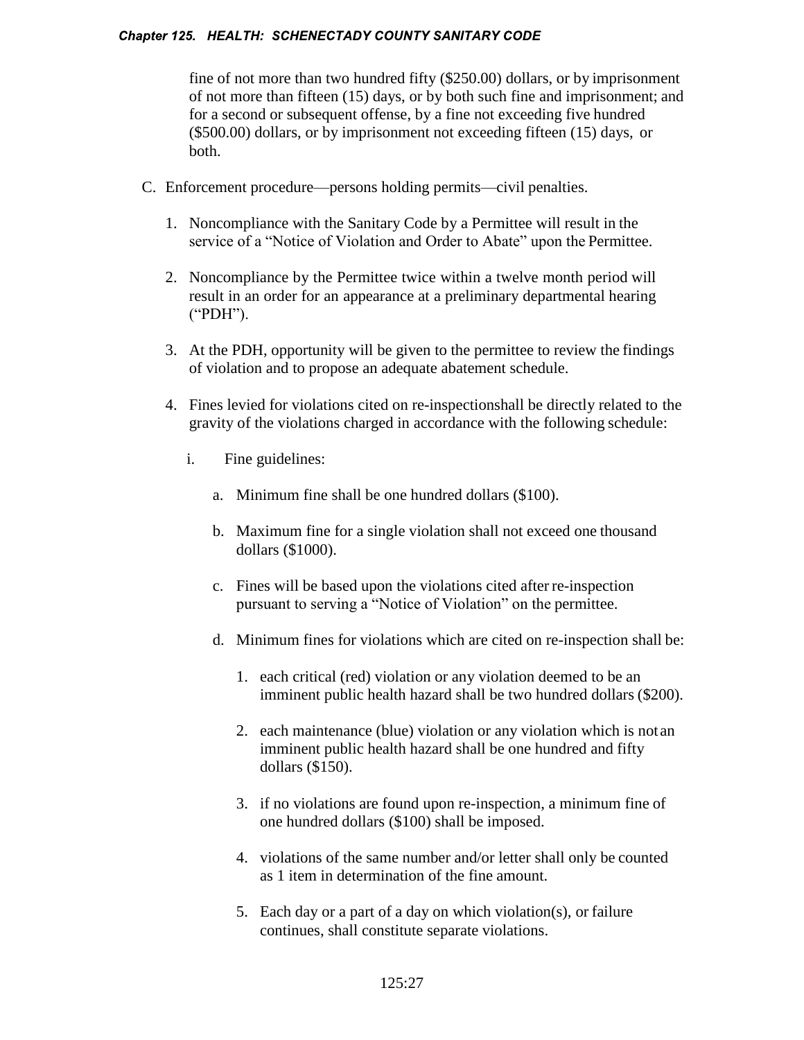fine of not more than two hundred fifty ($250.00) dollars, or by imprisonment of not more than fifteen (15) days, or by both such fine and imprisonment; and for a second or subsequent offense, by a fine not exceeding five hundred ($500.00) dollars, or by imprisonment not exceeding fifteen (15) days, or both.

C. Enforcement procedure—persons holding permits—civil penalties.

1. Noncompliance with the Sanitary Code by a Permittee will result in the service of a "Notice of Violation and Order to Abate" upon the Permittee.

2. Noncompliance by the Permittee twice within a twelve month period will result in an order for an appearance at a preliminary departmental hearing ("PDH").

3. At the PDH, opportunity will be given to the permittee to review the findings of violation and to propose an adequate abatement schedule.

4. Fines levied for violations cited on re-inspectionshall be directly related to the gravity of the violations charged in accordance with the following schedule:

   i. Fine guidelines:

      a. Minimum fine shall be one hundred dollars ($100).

      b. Maximum fine for a single violation shall not exceed one thousand dollars ($1000).

      c. Fines will be based upon the violations cited after re-inspection pursuant to serving a "Notice of Violation" on the permittee.

      d. Minimum fines for violations which are cited on re-inspection shall be:

         1. each critical (red) violation or any violation deemed to be an imminent public health hazard shall be two hundred dollars ($200).

         2. each maintenance (blue) violation or any violation which is not an imminent public health hazard shall be one hundred and fifty dollars ($150).

         3. if no violations are found upon re-inspection, a minimum fine of one hundred dollars ($100) shall be imposed.

         4. violations of the same number and/or letter shall only be counted as 1 item in determination of the fine amount.

         5. Each day or a part of a day on which violation(s), or failure continues, shall constitute separate violations.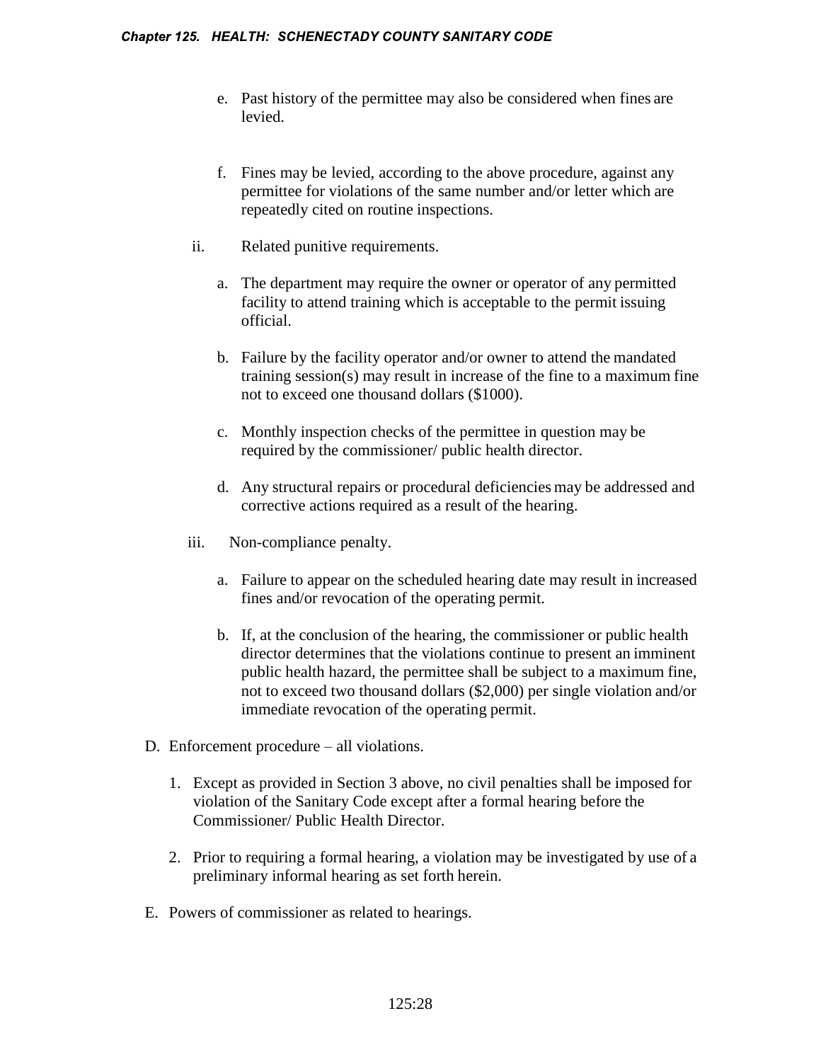e. Past history of the permittee may also be considered when fines are levied.

f. Fines may be levied, according to the above procedure, against any permittee for violations of the same number and/or letter which are repeatedly cited on routine inspections.

ii. Related punitive requirements.

a. The department may require the owner or operator of any permitted facility to attend training which is acceptable to the permit issuing official.

b. Failure by the facility operator and/or owner to attend the mandated training session(s) may result in increase of the fine to a maximum fine not to exceed one thousand dollars ($1000).

c. Monthly inspection checks of the permittee in question may be required by the commissioner/ public health director.

d. Any structural repairs or procedural deficiencies may be addressed and corrective actions required as a result of the hearing.

iii. Non-compliance penalty.

a. Failure to appear on the scheduled hearing date may result in increased fines and/or revocation of the operating permit.

b. If, at the conclusion of the hearing, the commissioner or public health director determines that the violations continue to present an imminent public health hazard, the permittee shall be subject to a maximum fine, not to exceed two thousand dollars ($2,000) per single violation and/or immediate revocation of the operating permit.

D. Enforcement procedure – all violations.

1. Except as provided in Section 3 above, no civil penalties shall be imposed for violation of the Sanitary Code except after a formal hearing before the Commissioner/ Public Health Director.

2. Prior to requiring a formal hearing, a violation may be investigated by use of a preliminary informal hearing as set forth herein.

E. Powers of commissioner as related to hearings.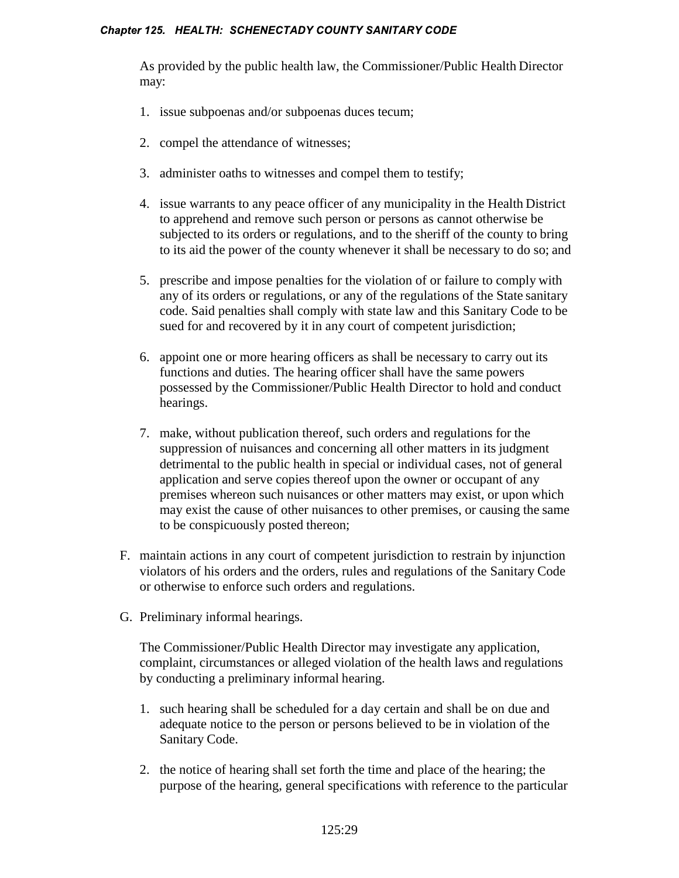As provided by the public health law, the Commissioner/Public Health Director may:

1. issue subpoenas and/or subpoenas duces tecum;

2. compel the attendance of witnesses;

3. administer oaths to witnesses and compel them to testify;

4. issue warrants to any peace officer of any municipality in the Health District to apprehend and remove such person or persons as cannot otherwise be subjected to its orders or regulations, and to the sheriff of the county to bring to its aid the power of the county whenever it shall be necessary to do so; and

5. prescribe and impose penalties for the violation of or failure to comply with any of its orders or regulations, or any of the regulations of the State sanitary code. Said penalties shall comply with state law and this Sanitary Code to be sued for and recovered by it in any court of competent jurisdiction;

6. appoint one or more hearing officers as shall be necessary to carry out its functions and duties. The hearing officer shall have the same powers possessed by the Commissioner/Public Health Director to hold and conduct hearings.

7. make, without publication thereof, such orders and regulations for the suppression of nuisances and concerning all other matters in its judgment detrimental to the public health in special or individual cases, not of general application and serve copies thereof upon the owner or occupant of any premises whereon such nuisances or other matters may exist, or upon which may exist the cause of other nuisances to other premises, or causing the same to be conspicuously posted thereon;

F. maintain actions in any court of competent jurisdiction to restrain by injunction violators of his orders and the orders, rules and regulations of the Sanitary Code or otherwise to enforce such orders and regulations.

G. Preliminary informal hearings.

The Commissioner/Public Health Director may investigate any application, complaint, circumstances or alleged violation of the health laws and regulations by conducting a preliminary informal hearing.

1. such hearing shall be scheduled for a day certain and shall be on due and adequate notice to the person or persons believed to be in violation of the Sanitary Code.

2. the notice of hearing shall set forth the time and place of the hearing; the purpose of the hearing, general specifications with reference to the particular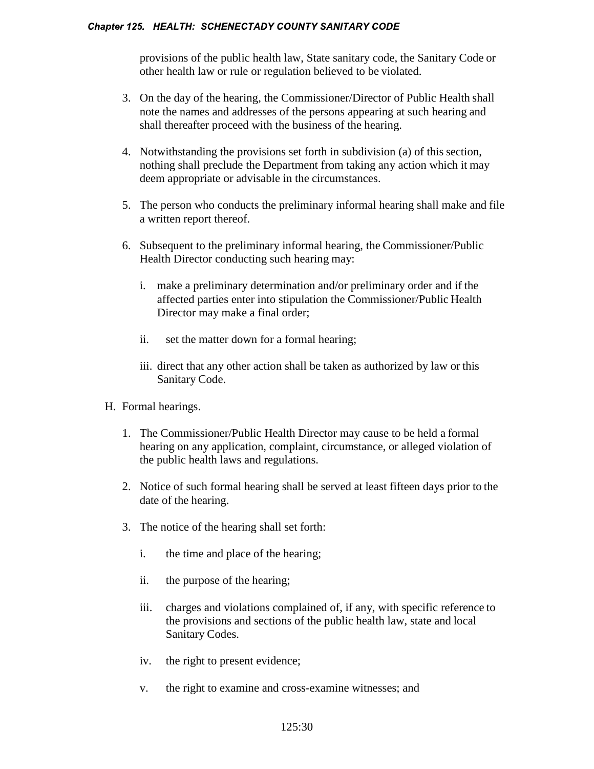provisions of the public health law, State sanitary code, the Sanitary Code or other health law or rule or regulation believed to be violated.

3. On the day of the hearing, the Commissioner/Director of Public Health shall note the names and addresses of the persons appearing at such hearing and shall thereafter proceed with the business of the hearing.

4. Notwithstanding the provisions set forth in subdivision (a) of this section, nothing shall preclude the Department from taking any action which it may deem appropriate or advisable in the circumstances.

5. The person who conducts the preliminary informal hearing shall make and file a written report thereof.

6. Subsequent to the preliminary informal hearing, the Commissioner/Public Health Director conducting such hearing may:

   i. make a preliminary determination and/or preliminary order and if the affected parties enter into stipulation the Commissioner/Public Health Director may make a final order;

   ii. set the matter down for a formal hearing;

   iii. direct that any other action shall be taken as authorized by law or this Sanitary Code.

H. Formal hearings.

1. The Commissioner/Public Health Director may cause to be held a formal hearing on any application, complaint, circumstance, or alleged violation of the public health laws and regulations.

2. Notice of such formal hearing shall be served at least fifteen days prior to the date of the hearing.

3. The notice of the hearing shall set forth:

   i. the time and place of the hearing;

   ii. the purpose of the hearing;

   iii. charges and violations complained of, if any, with specific reference to the provisions and sections of the public health law, state and local Sanitary Codes.

   iv. the right to present evidence;

   v. the right to examine and cross-examine witnesses; and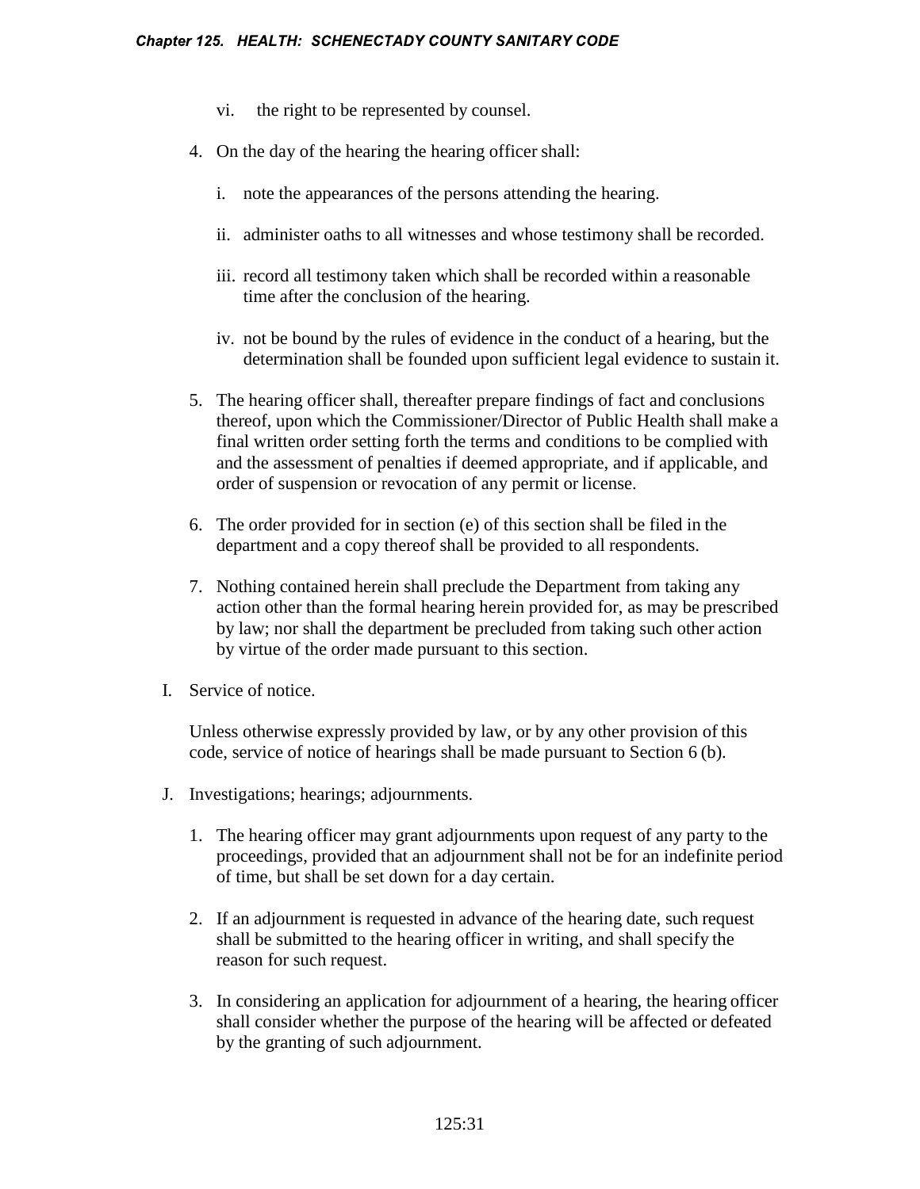vi. the right to be represented by counsel.

4. On the day of the hearing the hearing officer shall:

   i. note the appearances of the persons attending the hearing.

   ii. administer oaths to all witnesses and whose testimony shall be recorded.

   iii. record all testimony taken which shall be recorded within a reasonable time after the conclusion of the hearing.

   iv. not be bound by the rules of evidence in the conduct of a hearing, but the determination shall be founded upon sufficient legal evidence to sustain it.

5. The hearing officer shall, thereafter prepare findings of fact and conclusions thereof, upon which the Commissioner/Director of Public Health shall make a final written order setting forth the terms and conditions to be complied with and the assessment of penalties if deemed appropriate, and if applicable, and order of suspension or revocation of any permit or license.

6. The order provided for in section (e) of this section shall be filed in the department and a copy thereof shall be provided to all respondents.

7. Nothing contained herein shall preclude the Department from taking any action other than the formal hearing herein provided for, as may be prescribed by law; nor shall the department be precluded from taking such other action by virtue of the order made pursuant to this section.

I. Service of notice.

Unless otherwise expressly provided by law, or by any other provision of this code, service of notice of hearings shall be made pursuant to Section 6 (b).

J. Investigations; hearings; adjournments.

1. The hearing officer may grant adjournments upon request of any party to the proceedings, provided that an adjournment shall not be for an indefinite period of time, but shall be set down for a day certain.

2. If an adjournment is requested in advance of the hearing date, such request shall be submitted to the hearing officer in writing, and shall specify the reason for such request.

3. In considering an application for adjournment of a hearing, the hearing officer shall consider whether the purpose of the hearing will be affected or defeated by the granting of such adjournment.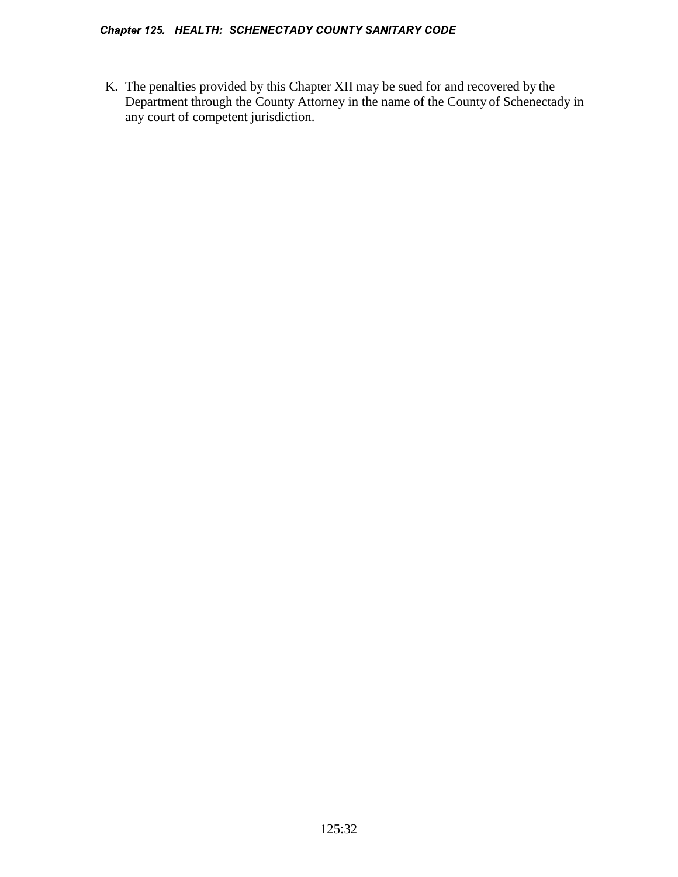K. The penalties provided by this Chapter XII may be sued for and recovered by the Department through the County Attorney in the name of the County of Schenectady in any court of competent jurisdiction.